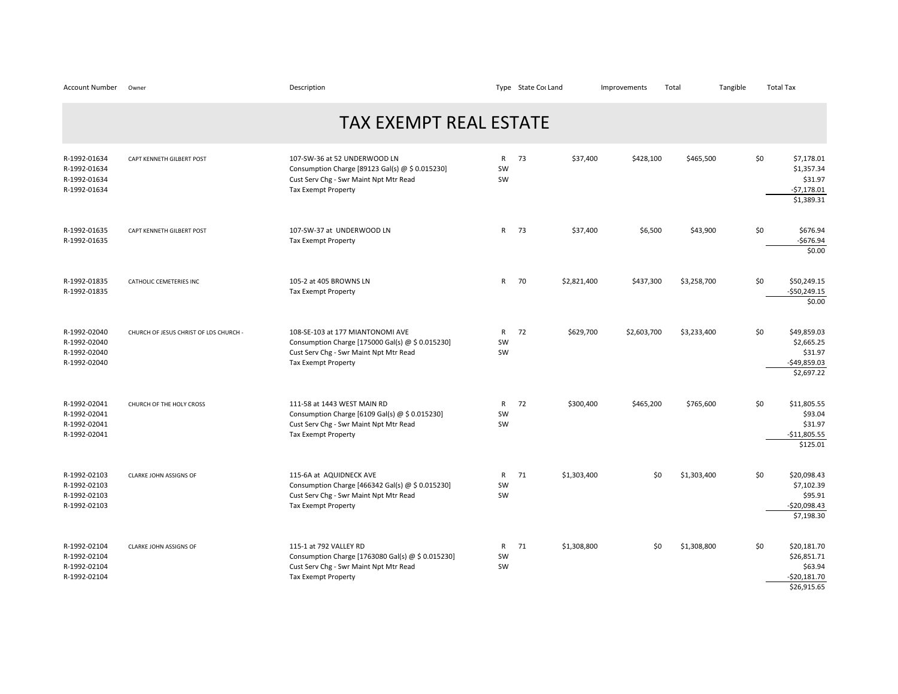# TAX EXEMPT REAL ESTATE

| Account Number | Owner | Description | Type | State Cor | Land | Improvements | Total | Tangible | Total Tax |
|---|---|---|---|---|---|---|---|---|---|
| R-1992-01634 | CAPT KENNETH GILBERT POST | 107-SW-36 at 52 UNDERWOOD LN | R | 73 | $37,400 | $428,100 | $465,500 | $0 | $7,178.01 |
| R-1992-01634 | | Consumption Charge [89123 Gal(s) @ $ 0.015230] | SW | | | | | | $1,357.34 |
| R-1992-01634 | | Cust Serv Chg - Swr Maint Npt Mtr Read | SW | | | | | | $31.97 |
| R-1992-01634 | | Tax Exempt Property | | | | | | | -$7,178.01 |
| | | | | | | | | | $1,389.31 |
| R-1992-01635 | CAPT KENNETH GILBERT POST | 107-SW-37 at UNDERWOOD LN | R | 73 | $37,400 | $6,500 | $43,900 | $0 | $676.94 |
| R-1992-01635 | | Tax Exempt Property | | | | | | | -$676.94 |
| | | | | | | | | | $0.00 |
| R-1992-01835 | CATHOLIC CEMETERIES INC | 105-2 at 405 BROWNS LN | R | 70 | $2,821,400 | $437,300 | $3,258,700 | $0 | $50,249.15 |
| R-1992-01835 | | Tax Exempt Property | | | | | | | -$50,249.15 |
| | | | | | | | | | $0.00 |
| R-1992-02040 | CHURCH OF JESUS CHRIST OF LDS CHURCH - | 108-SE-103 at 177 MIANTONOMI AVE | R | 72 | $629,700 | $2,603,700 | $3,233,400 | $0 | $49,859.03 |
| R-1992-02040 | | Consumption Charge [175000 Gal(s) @ $ 0.015230] | SW | | | | | | $2,665.25 |
| R-1992-02040 | | Cust Serv Chg - Swr Maint Npt Mtr Read | SW | | | | | | $31.97 |
| R-1992-02040 | | Tax Exempt Property | | | | | | | -$49,859.03 |
| | | | | | | | | | $2,697.22 |
| R-1992-02041 | CHURCH OF THE HOLY CROSS | 111-58 at 1443 WEST MAIN RD | R | 72 | $300,400 | $465,200 | $765,600 | $0 | $11,805.55 |
| R-1992-02041 | | Consumption Charge [6109 Gal(s) @ $ 0.015230] | SW | | | | | | $93.04 |
| R-1992-02041 | | Cust Serv Chg - Swr Maint Npt Mtr Read | SW | | | | | | $31.97 |
| R-1992-02041 | | Tax Exempt Property | | | | | | | -$11,805.55 |
| | | | | | | | | | $125.01 |
| R-1992-02103 | CLARKE JOHN ASSIGNS OF | 115-6A at AQUIDNECK AVE | R | 71 | $1,303,400 | $0 | $1,303,400 | $0 | $20,098.43 |
| R-1992-02103 | | Consumption Charge [466342 Gal(s) @ $ 0.015230] | SW | | | | | | $7,102.39 |
| R-1992-02103 | | Cust Serv Chg - Swr Maint Npt Mtr Read | SW | | | | | | $95.91 |
| R-1992-02103 | | Tax Exempt Property | | | | | | | -$20,098.43 |
| | | | | | | | | | $7,198.30 |
| R-1992-02104 | CLARKE JOHN ASSIGNS OF | 115-1 at 792 VALLEY RD | R | 71 | $1,308,800 | $0 | $1,308,800 | $0 | $20,181.70 |
| R-1992-02104 | | Consumption Charge [1763080 Gal(s) @ $ 0.015230] | SW | | | | | | $26,851.71 |
| R-1992-02104 | | Cust Serv Chg - Swr Maint Npt Mtr Read | SW | | | | | | $63.94 |
| R-1992-02104 | | Tax Exempt Property | | | | | | | -$20,181.70 |
| | | | | | | | | | $26,915.65 |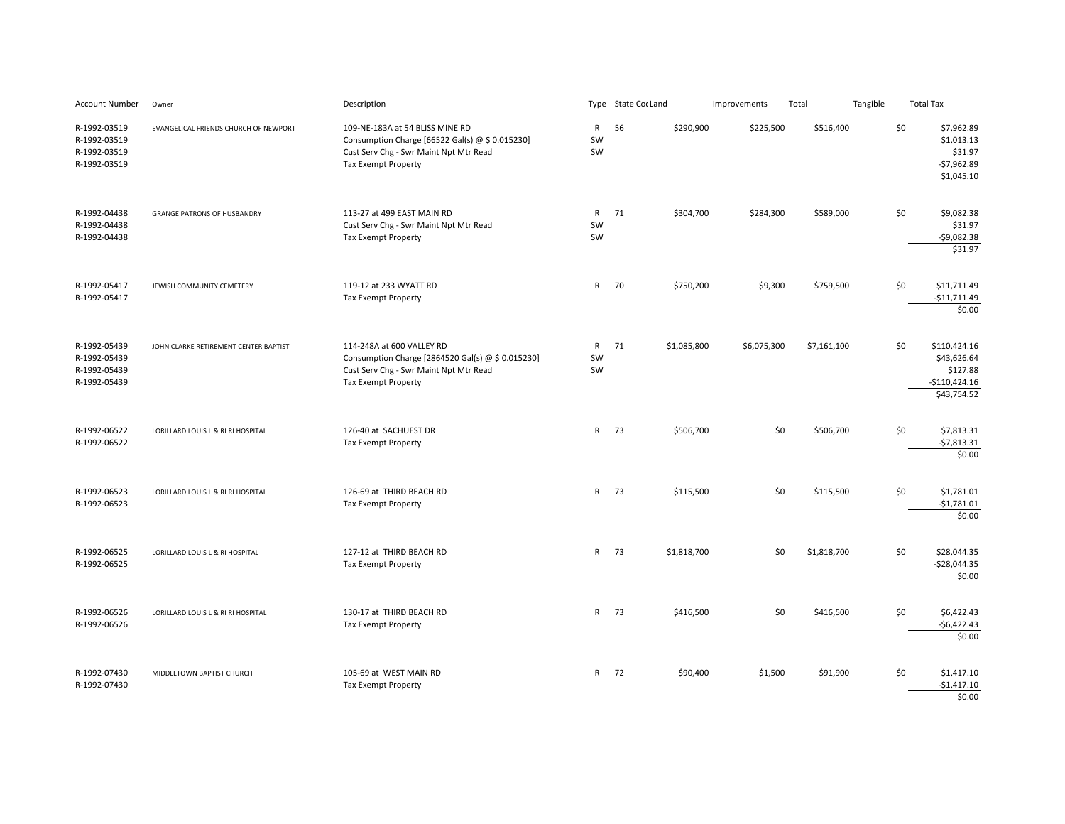| Account Number | Owner | Description | Type | State Co | Land | Improvements | Total | Tangible | Total Tax |
|---|---|---|---|---|---|---|---|---|---|
| R-1992-03519 | EVANGELICAL FRIENDS CHURCH OF NEWPORT | 109-NE-183A at 54 BLISS MINE RD | R | 56 | $290,900 | $225,500 | $516,400 | $0 | $7,962.89 |
| R-1992-03519 | | Consumption Charge [66522 Gal(s) @ $ 0.015230] | SW | | | | | | $1,013.13 |
| R-1992-03519 | | Cust Serv Chg - Swr Maint Npt Mtr Read | SW | | | | | | $31.97 |
| R-1992-03519 | | Tax Exempt Property | | | | | | | -$7,962.89 |
| | | | | | | | | | $1,045.10 |
| R-1992-04438 | GRANGE PATRONS OF HUSBANDRY | 113-27 at 499 EAST MAIN RD | R | 71 | $304,700 | $284,300 | $589,000 | $0 | $9,082.38 |
| R-1992-04438 | | Cust Serv Chg - Swr Maint Npt Mtr Read | SW | | | | | | $31.97 |
| R-1992-04438 | | Tax Exempt Property | SW | | | | | | -$9,082.38 |
| | | | | | | | | | $31.97 |
| R-1992-05417 | JEWISH COMMUNITY CEMETERY | 119-12 at 233 WYATT RD | R | 70 | $750,200 | $9,300 | $759,500 | $0 | $11,711.49 |
| R-1992-05417 | | Tax Exempt Property | | | | | | | -$11,711.49 |
| | | | | | | | | | $0.00 |
| R-1992-05439 | JOHN CLARKE RETIREMENT CENTER BAPTIST | 114-248A at 600 VALLEY RD | R | 71 | $1,085,800 | $6,075,300 | $7,161,100 | $0 | $110,424.16 |
| R-1992-05439 | | Consumption Charge [2864520 Gal(s) @ $ 0.015230] | SW | | | | | | $43,626.64 |
| R-1992-05439 | | Cust Serv Chg - Swr Maint Npt Mtr Read | SW | | | | | | $127.88 |
| R-1992-05439 | | Tax Exempt Property | | | | | | | -$110,424.16 |
| | | | | | | | | | $43,754.52 |
| R-1992-06522 | LORILLARD LOUIS L & RI RI HOSPITAL | 126-40 at SACHUEST DR | R | 73 | $506,700 | $0 | $506,700 | $0 | $7,813.31 |
| R-1992-06522 | | Tax Exempt Property | | | | | | | -$7,813.31 |
| | | | | | | | | | $0.00 |
| R-1992-06523 | LORILLARD LOUIS L & RI RI HOSPITAL | 126-69 at THIRD BEACH RD | R | 73 | $115,500 | $0 | $115,500 | $0 | $1,781.01 |
| R-1992-06523 | | Tax Exempt Property | | | | | | | -$1,781.01 |
| | | | | | | | | | $0.00 |
| R-1992-06525 | LORILLARD LOUIS L & RI HOSPITAL | 127-12 at THIRD BEACH RD | R | 73 | $1,818,700 | $0 | $1,818,700 | $0 | $28,044.35 |
| R-1992-06525 | | Tax Exempt Property | | | | | | | -$28,044.35 |
| | | | | | | | | | $0.00 |
| R-1992-06526 | LORILLARD LOUIS L & RI RI HOSPITAL | 130-17 at THIRD BEACH RD | R | 73 | $416,500 | $0 | $416,500 | $0 | $6,422.43 |
| R-1992-06526 | | Tax Exempt Property | | | | | | | -$6,422.43 |
| | | | | | | | | | $0.00 |
| R-1992-07430 | MIDDLETOWN BAPTIST CHURCH | 105-69 at WEST MAIN RD | R | 72 | $90,400 | $1,500 | $91,900 | $0 | $1,417.10 |
| R-1992-07430 | | Tax Exempt Property | | | | | | | -$1,417.10 |
| | | | | | | | | | $0.00 |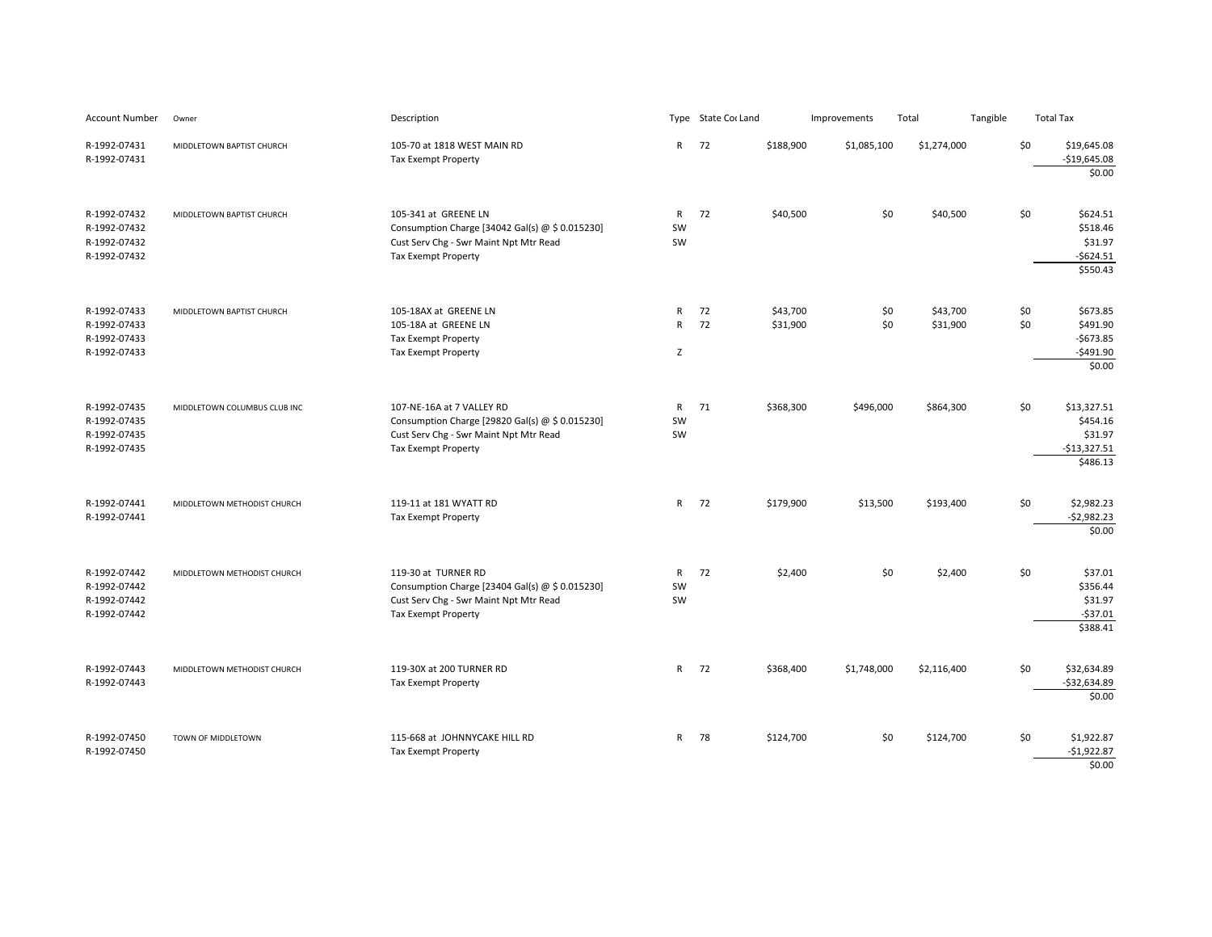| Account Number | Owner | Description | Type | State Cod | Land | Improvements | Total | Tangible | Total Tax |
|---|---|---|---|---|---|---|---|---|---|
| R-1992-07431 | MIDDLETOWN BAPTIST CHURCH | 105-70 at 1818 WEST MAIN RD | R | 72 | $188,900 | $1,085,100 | $1,274,000 | $0 | $19,645.08 |
| R-1992-07431 | | Tax Exempt Property | | | | | | | -$19,645.08 |
| | | | | | | | | | $0.00 |
| R-1992-07432 | MIDDLETOWN BAPTIST CHURCH | 105-341 at GREENE LN | R | 72 | $40,500 | $0 | $40,500 | $0 | $624.51 |
| R-1992-07432 | | Consumption Charge [34042 Gal(s) @ $ 0.015230] | SW | | | | | | $518.46 |
| R-1992-07432 | | Cust Serv Chg - Swr Maint Npt Mtr Read | SW | | | | | | $31.97 |
| R-1992-07432 | | Tax Exempt Property | | | | | | | -$624.51 |
| | | | | | | | | | $550.43 |
| R-1992-07433 | MIDDLETOWN BAPTIST CHURCH | 105-18AX at GREENE LN | R | 72 | $43,700 | $0 | $43,700 | $0 | $673.85 |
| R-1992-07433 | | 105-18A at GREENE LN | R | 72 | $31,900 | $0 | $31,900 | $0 | $491.90 |
| R-1992-07433 | | Tax Exempt Property | | | | | | | -$673.85 |
| R-1992-07433 | | Tax Exempt Property | Z | | | | | | -$491.90 |
| | | | | | | | | | $0.00 |
| R-1992-07435 | MIDDLETOWN COLUMBUS CLUB INC | 107-NE-16A at 7 VALLEY RD | R | 71 | $368,300 | $496,000 | $864,300 | $0 | $13,327.51 |
| R-1992-07435 | | Consumption Charge [29820 Gal(s) @ $ 0.015230] | SW | | | | | | $454.16 |
| R-1992-07435 | | Cust Serv Chg - Swr Maint Npt Mtr Read | SW | | | | | | $31.97 |
| R-1992-07435 | | Tax Exempt Property | | | | | | | -$13,327.51 |
| | | | | | | | | | $486.13 |
| R-1992-07441 | MIDDLETOWN METHODIST CHURCH | 119-11 at 181 WYATT RD | R | 72 | $179,900 | $13,500 | $193,400 | $0 | $2,982.23 |
| R-1992-07441 | | Tax Exempt Property | | | | | | | -$2,982.23 |
| | | | | | | | | | $0.00 |
| R-1992-07442 | MIDDLETOWN METHODIST CHURCH | 119-30 at TURNER RD | R | 72 | $2,400 | $0 | $2,400 | $0 | $37.01 |
| R-1992-07442 | | Consumption Charge [23404 Gal(s) @ $ 0.015230] | SW | | | | | | $356.44 |
| R-1992-07442 | | Cust Serv Chg - Swr Maint Npt Mtr Read | SW | | | | | | $31.97 |
| R-1992-07442 | | Tax Exempt Property | | | | | | | -$37.01 |
| | | | | | | | | | $388.41 |
| R-1992-07443 | MIDDLETOWN METHODIST CHURCH | 119-30X at 200 TURNER RD | R | 72 | $368,400 | $1,748,000 | $2,116,400 | $0 | $32,634.89 |
| R-1992-07443 | | Tax Exempt Property | | | | | | | -$32,634.89 |
| | | | | | | | | | $0.00 |
| R-1992-07450 | TOWN OF MIDDLETOWN | 115-668 at JOHNNYCAKE HILL RD | R | 78 | $124,700 | $0 | $124,700 | $0 | $1,922.87 |
| R-1992-07450 | | Tax Exempt Property | | | | | | | -$1,922.87 |
| | | | | | | | | | $0.00 |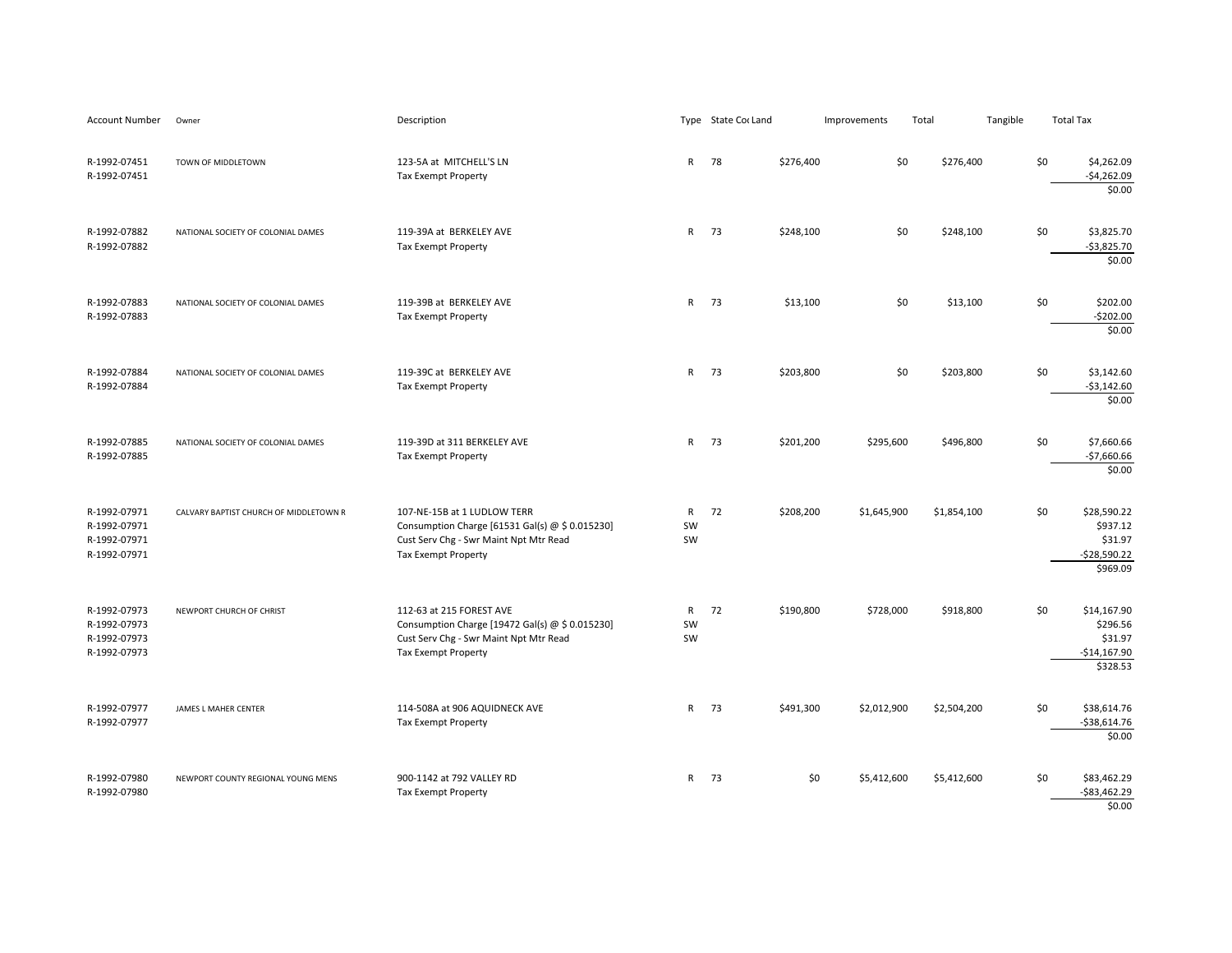| Account Number | Owner | Description | Type | State Code | Land | Improvements | Total | Tangible | Total Tax |
|---|---|---|---|---|---|---|---|---|---|
| R-1992-07451 | TOWN OF MIDDLETOWN | 123-5A at MITCHELL'S LN | R | 78 | $276,400 | $0 | $276,400 | $0 | $4,262.09 |
| R-1992-07451 | | Tax Exempt Property | | | | | | | -$4,262.09 |
| | | | | | | | | | $0.00 |
| R-1992-07882 | NATIONAL SOCIETY OF COLONIAL DAMES | 119-39A at BERKELEY AVE | R | 73 | $248,100 | $0 | $248,100 | $0 | $3,825.70 |
| R-1992-07882 | | Tax Exempt Property | | | | | | | -$3,825.70 |
| | | | | | | | | | $0.00 |
| R-1992-07883 | NATIONAL SOCIETY OF COLONIAL DAMES | 119-39B at BERKELEY AVE | R | 73 | $13,100 | $0 | $13,100 | $0 | $202.00 |
| R-1992-07883 | | Tax Exempt Property | | | | | | | -$202.00 |
| | | | | | | | | | $0.00 |
| R-1992-07884 | NATIONAL SOCIETY OF COLONIAL DAMES | 119-39C at BERKELEY AVE | R | 73 | $203,800 | $0 | $203,800 | $0 | $3,142.60 |
| R-1992-07884 | | Tax Exempt Property | | | | | | | -$3,142.60 |
| | | | | | | | | | $0.00 |
| R-1992-07885 | NATIONAL SOCIETY OF COLONIAL DAMES | 119-39D at 311 BERKELEY AVE | R | 73 | $201,200 | $295,600 | $496,800 | $0 | $7,660.66 |
| R-1992-07885 | | Tax Exempt Property | | | | | | | -$7,660.66 |
| | | | | | | | | | $0.00 |
| R-1992-07971 | CALVARY BAPTIST CHURCH OF MIDDLETOWN R | 107-NE-15B at 1 LUDLOW TERR | R | 72 | $208,200 | $1,645,900 | $1,854,100 | $0 | $28,590.22 |
| R-1992-07971 | | Consumption Charge [61531 Gal(s) @ $ 0.015230] | SW | | | | | | $937.12 |
| R-1992-07971 | | Cust Serv Chg - Swr Maint Npt Mtr Read | SW | | | | | | $31.97 |
| R-1992-07971 | | Tax Exempt Property | | | | | | | -$28,590.22 |
| | | | | | | | | | $969.09 |
| R-1992-07973 | NEWPORT CHURCH OF CHRIST | 112-63 at 215 FOREST AVE | R | 72 | $190,800 | $728,000 | $918,800 | $0 | $14,167.90 |
| R-1992-07973 | | Consumption Charge [19472 Gal(s) @ $ 0.015230] | SW | | | | | | $296.56 |
| R-1992-07973 | | Cust Serv Chg - Swr Maint Npt Mtr Read | SW | | | | | | $31.97 |
| R-1992-07973 | | Tax Exempt Property | | | | | | | -$14,167.90 |
| | | | | | | | | | $328.53 |
| R-1992-07977 | JAMES L MAHER CENTER | 114-508A at 906 AQUIDNECK AVE | R | 73 | $491,300 | $2,012,900 | $2,504,200 | $0 | $38,614.76 |
| R-1992-07977 | | Tax Exempt Property | | | | | | | -$38,614.76 |
| | | | | | | | | | $0.00 |
| R-1992-07980 | NEWPORT COUNTY REGIONAL YOUNG MENS | 900-1142 at 792 VALLEY RD | R | 73 | $0 | $5,412,600 | $5,412,600 | $0 | $83,462.29 |
| R-1992-07980 | | Tax Exempt Property | | | | | | | -$83,462.29 |
| | | | | | | | | | $0.00 |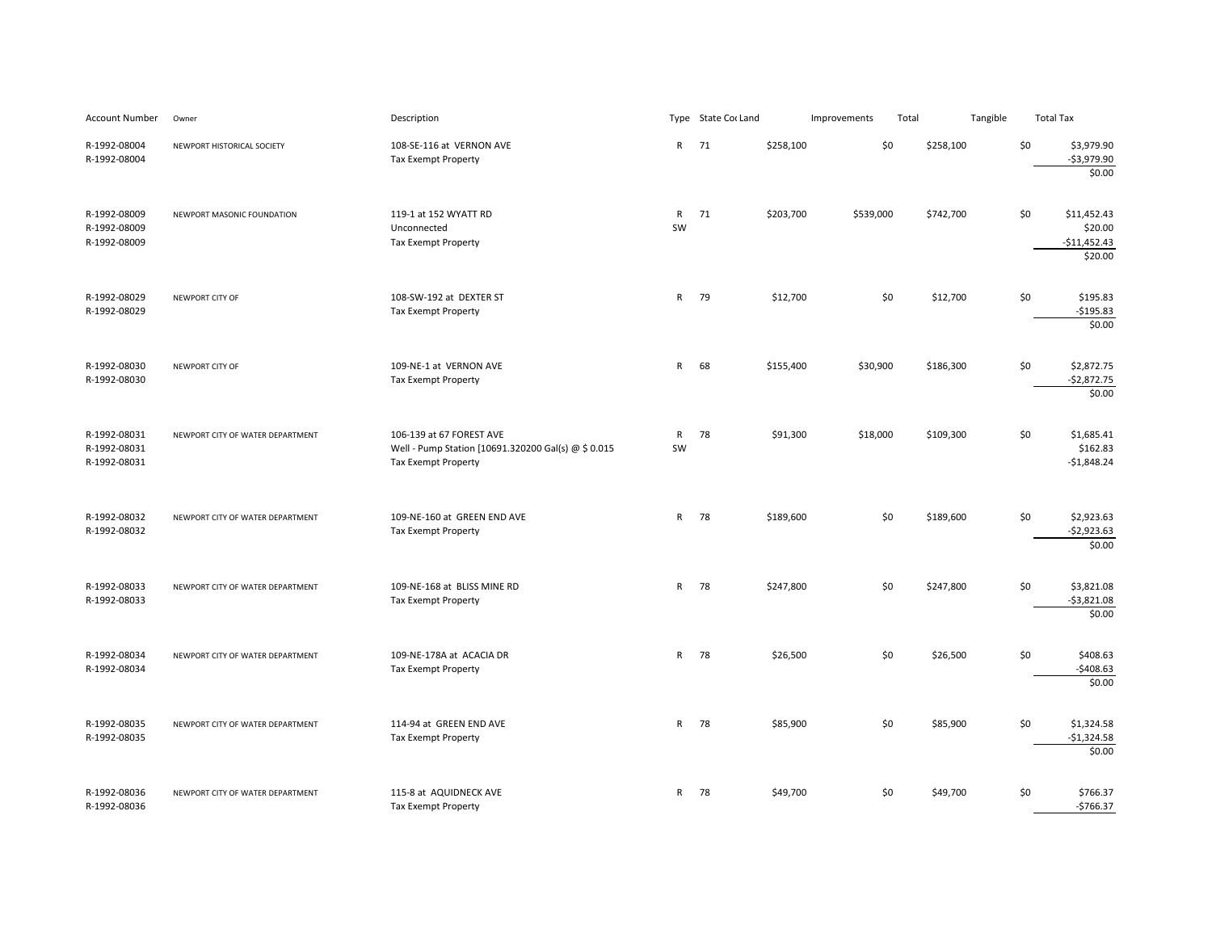| Account Number | Owner | Description | Type | State Co | Land | Improvements | Total | Tangible | Total Tax |
|---|---|---|---|---|---|---|---|---|---|
| R-1992-08004 | NEWPORT HISTORICAL SOCIETY | 108-SE-116 at VERNON AVE | R | 71 | $258,100 | $0 | $258,100 | $0 | $3,979.90 |
| R-1992-08004 | | Tax Exempt Property | | | | | | | -$3,979.90 |
| | | | | | | | | | $0.00 |
| R-1992-08009 | NEWPORT MASONIC FOUNDATION | 119-1 at 152 WYATT RD | R | 71 | $203,700 | $539,000 | $742,700 | $0 | $11,452.43 |
| R-1992-08009 | | Unconnected | SW | | | | | | $20.00 |
| R-1992-08009 | | Tax Exempt Property | | | | | | | -$11,452.43 |
| | | | | | | | | | $20.00 |
| R-1992-08029 | NEWPORT CITY OF | 108-SW-192 at DEXTER ST | R | 79 | $12,700 | $0 | $12,700 | $0 | $195.83 |
| R-1992-08029 | | Tax Exempt Property | | | | | | | -$195.83 |
| | | | | | | | | | $0.00 |
| R-1992-08030 | NEWPORT CITY OF | 109-NE-1 at VERNON AVE | R | 68 | $155,400 | $30,900 | $186,300 | $0 | $2,872.75 |
| R-1992-08030 | | Tax Exempt Property | | | | | | | -$2,872.75 |
| | | | | | | | | | $0.00 |
| R-1992-08031 | NEWPORT CITY OF WATER DEPARTMENT | 106-139 at 67 FOREST AVE | R | 78 | $91,300 | $18,000 | $109,300 | $0 | $1,685.41 |
| R-1992-08031 | | Well - Pump Station [10691.320200 Gal(s) @ $ 0.015 | SW | | | | | | $162.83 |
| R-1992-08031 | | Tax Exempt Property | | | | | | | -$1,848.24 |
| R-1992-08032 | NEWPORT CITY OF WATER DEPARTMENT | 109-NE-160 at GREEN END AVE | R | 78 | $189,600 | $0 | $189,600 | $0 | $2,923.63 |
| R-1992-08032 | | Tax Exempt Property | | | | | | | -$2,923.63 |
| | | | | | | | | | $0.00 |
| R-1992-08033 | NEWPORT CITY OF WATER DEPARTMENT | 109-NE-168 at BLISS MINE RD | R | 78 | $247,800 | $0 | $247,800 | $0 | $3,821.08 |
| R-1992-08033 | | Tax Exempt Property | | | | | | | -$3,821.08 |
| | | | | | | | | | $0.00 |
| R-1992-08034 | NEWPORT CITY OF WATER DEPARTMENT | 109-NE-178A at ACACIA DR | R | 78 | $26,500 | $0 | $26,500 | $0 | $408.63 |
| R-1992-08034 | | Tax Exempt Property | | | | | | | -$408.63 |
| | | | | | | | | | $0.00 |
| R-1992-08035 | NEWPORT CITY OF WATER DEPARTMENT | 114-94 at GREEN END AVE | R | 78 | $85,900 | $0 | $85,900 | $0 | $1,324.58 |
| R-1992-08035 | | Tax Exempt Property | | | | | | | -$1,324.58 |
| | | | | | | | | | $0.00 |
| R-1992-08036 | NEWPORT CITY OF WATER DEPARTMENT | 115-8 at AQUIDNECK AVE | R | 78 | $49,700 | $0 | $49,700 | $0 | $766.37 |
| R-1992-08036 | | Tax Exempt Property | | | | | | | -$766.37 |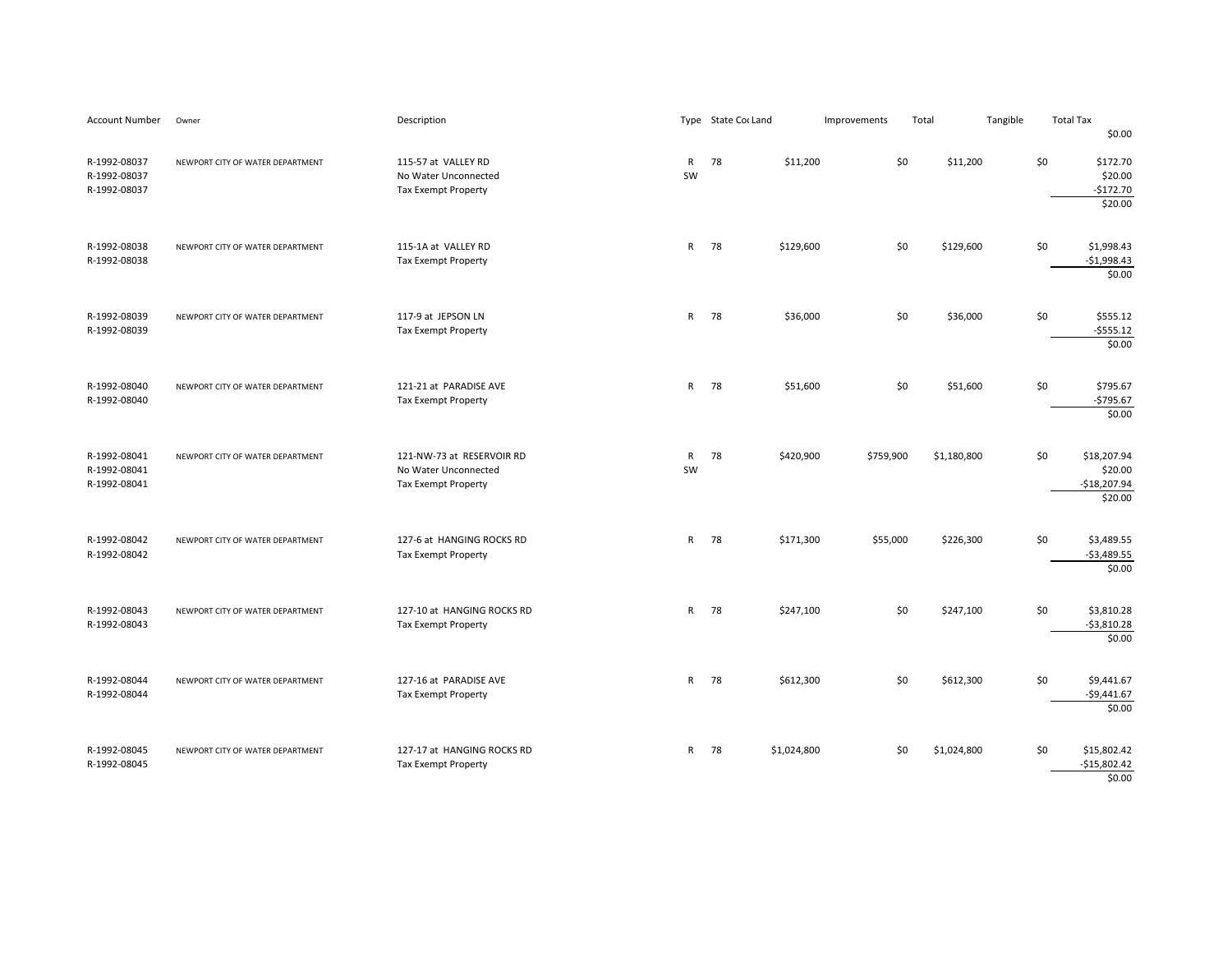| Account Number | Owner | Description | Type | State Code | Land | Improvements | Total | Tangible | Total Tax |
|---|---|---|---|---|---|---|---|---|---|
| | | | | | | | | | $0.00 |
| R-1992-08037 | NEWPORT CITY OF WATER DEPARTMENT | 115-57 at VALLEY RD | R | 78 | $11,200 | $0 | $11,200 | $0 | $172.70 |
| R-1992-08037 | | No Water Unconnected | SW | | | | | | $20.00 |
| R-1992-08037 | | Tax Exempt Property | | | | | | | -$172.70 |
| | | | | | | | | | $20.00 |
| R-1992-08038 | NEWPORT CITY OF WATER DEPARTMENT | 115-1A at VALLEY RD | R | 78 | $129,600 | $0 | $129,600 | $0 | $1,998.43 |
| R-1992-08038 | | Tax Exempt Property | | | | | | | -$1,998.43 |
| | | | | | | | | | $0.00 |
| R-1992-08039 | NEWPORT CITY OF WATER DEPARTMENT | 117-9 at JEPSON LN | R | 78 | $36,000 | $0 | $36,000 | $0 | $555.12 |
| R-1992-08039 | | Tax Exempt Property | | | | | | | -$555.12 |
| | | | | | | | | | $0.00 |
| R-1992-08040 | NEWPORT CITY OF WATER DEPARTMENT | 121-21 at PARADISE AVE | R | 78 | $51,600 | $0 | $51,600 | $0 | $795.67 |
| R-1992-08040 | | Tax Exempt Property | | | | | | | -$795.67 |
| | | | | | | | | | $0.00 |
| R-1992-08041 | NEWPORT CITY OF WATER DEPARTMENT | 121-NW-73 at RESERVOIR RD | R | 78 | $420,900 | $759,900 | $1,180,800 | $0 | $18,207.94 |
| R-1992-08041 | | No Water Unconnected | SW | | | | | | $20.00 |
| R-1992-08041 | | Tax Exempt Property | | | | | | | -$18,207.94 |
| | | | | | | | | | $20.00 |
| R-1992-08042 | NEWPORT CITY OF WATER DEPARTMENT | 127-6 at HANGING ROCKS RD | R | 78 | $171,300 | $55,000 | $226,300 | $0 | $3,489.55 |
| R-1992-08042 | | Tax Exempt Property | | | | | | | -$3,489.55 |
| | | | | | | | | | $0.00 |
| R-1992-08043 | NEWPORT CITY OF WATER DEPARTMENT | 127-10 at HANGING ROCKS RD | R | 78 | $247,100 | $0 | $247,100 | $0 | $3,810.28 |
| R-1992-08043 | | Tax Exempt Property | | | | | | | -$3,810.28 |
| | | | | | | | | | $0.00 |
| R-1992-08044 | NEWPORT CITY OF WATER DEPARTMENT | 127-16 at PARADISE AVE | R | 78 | $612,300 | $0 | $612,300 | $0 | $9,441.67 |
| R-1992-08044 | | Tax Exempt Property | | | | | | | -$9,441.67 |
| | | | | | | | | | $0.00 |
| R-1992-08045 | NEWPORT CITY OF WATER DEPARTMENT | 127-17 at HANGING ROCKS RD | R | 78 | $1,024,800 | $0 | $1,024,800 | $0 | $15,802.42 |
| R-1992-08045 | | Tax Exempt Property | | | | | | | -$15,802.42 |
| | | | | | | | | | $0.00 |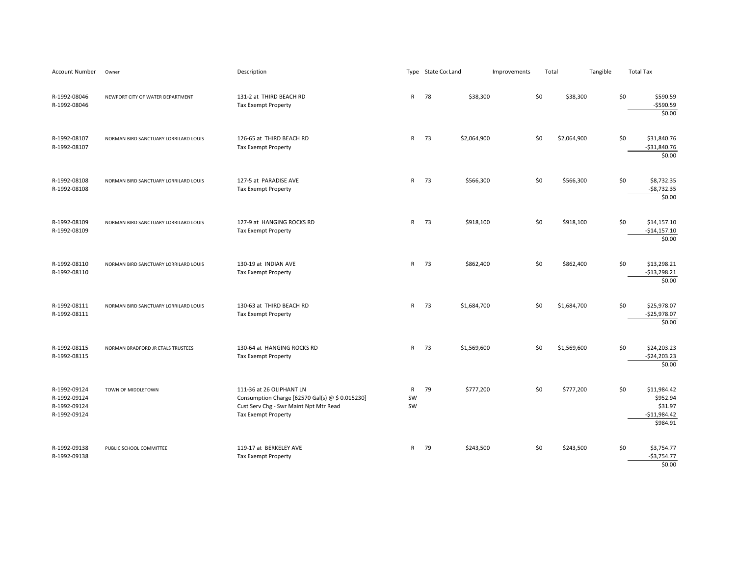| Account Number | Owner | Description | Type | State Cod | Land | Improvements | Total | Tangible | Total Tax |
|---|---|---|---|---|---|---|---|---|---|
| R-1992-08046 | NEWPORT CITY OF WATER DEPARTMENT | 131-2 at THIRD BEACH RD | R | 78 | $38,300 | $0 | $38,300 | $0 | $590.59 |
| R-1992-08046 | | Tax Exempt Property | | | | | | | -$590.59 |
| | | | | | | | | | $0.00 |
| R-1992-08107 | NORMAN BIRD SANCTUARY LORRILARD LOUIS | 126-65 at THIRD BEACH RD | R | 73 | $2,064,900 | $0 | $2,064,900 | $0 | $31,840.76 |
| R-1992-08107 | | Tax Exempt Property | | | | | | | -$31,840.76 |
| | | | | | | | | | $0.00 |
| R-1992-08108 | NORMAN BIRD SANCTUARY LORRILARD LOUIS | 127-5 at PARADISE AVE | R | 73 | $566,300 | $0 | $566,300 | $0 | $8,732.35 |
| R-1992-08108 | | Tax Exempt Property | | | | | | | -$8,732.35 |
| | | | | | | | | | $0.00 |
| R-1992-08109 | NORMAN BIRD SANCTUARY LORRILARD LOUIS | 127-9 at HANGING ROCKS RD | R | 73 | $918,100 | $0 | $918,100 | $0 | $14,157.10 |
| R-1992-08109 | | Tax Exempt Property | | | | | | | -$14,157.10 |
| | | | | | | | | | $0.00 |
| R-1992-08110 | NORMAN BIRD SANCTUARY LORRILARD LOUIS | 130-19 at INDIAN AVE | R | 73 | $862,400 | $0 | $862,400 | $0 | $13,298.21 |
| R-1992-08110 | | Tax Exempt Property | | | | | | | -$13,298.21 |
| | | | | | | | | | $0.00 |
| R-1992-08111 | NORMAN BIRD SANCTUARY LORRILARD LOUIS | 130-63 at THIRD BEACH RD | R | 73 | $1,684,700 | $0 | $1,684,700 | $0 | $25,978.07 |
| R-1992-08111 | | Tax Exempt Property | | | | | | | -$25,978.07 |
| | | | | | | | | | $0.00 |
| R-1992-08115 | NORMAN BRADFORD JR ETALS TRUSTEES | 130-64 at HANGING ROCKS RD | R | 73 | $1,569,600 | $0 | $1,569,600 | $0 | $24,203.23 |
| R-1992-08115 | | Tax Exempt Property | | | | | | | -$24,203.23 |
| | | | | | | | | | $0.00 |
| R-1992-09124 | TOWN OF MIDDLETOWN | 111-36 at 26 OLIPHANT LN | R | 79 | $777,200 | $0 | $777,200 | $0 | $11,984.42 |
| R-1992-09124 | | Consumption Charge [62570 Gal(s) @ $ 0.015230] | SW | | | | | | $952.94 |
| R-1992-09124 | | Cust Serv Chg - Swr Maint Npt Mtr Read | SW | | | | | | $31.97 |
| R-1992-09124 | | Tax Exempt Property | | | | | | | -$11,984.42 |
| | | | | | | | | | $984.91 |
| R-1992-09138 | PUBLIC SCHOOL COMMITTEE | 119-17 at BERKELEY AVE | R | 79 | $243,500 | $0 | $243,500 | $0 | $3,754.77 |
| R-1992-09138 | | Tax Exempt Property | | | | | | | -$3,754.77 |
| | | | | | | | | | $0.00 |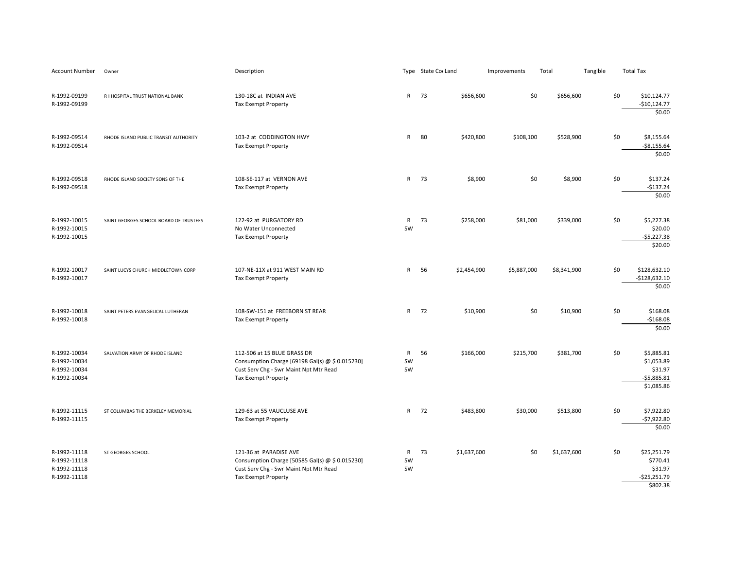| Account Number | Owner | Description | Type | State Cod | Land | Improvements | Total | Tangible | Total Tax |
|---|---|---|---|---|---|---|---|---|---|
| R-1992-09199 | R I HOSPITAL TRUST NATIONAL BANK | 130-18C at INDIAN AVE | R | 73 | $656,600 | $0 | $656,600 | $0 | $10,124.77 |
| R-1992-09199 | | Tax Exempt Property | | | | | | | -$10,124.77 |
| | | | | | | | | | $0.00 |
| R-1992-09514 | RHODE ISLAND PUBLIC TRANSIT AUTHORITY | 103-2 at CODDINGTON HWY | R | 80 | $420,800 | $108,100 | $528,900 | $0 | $8,155.64 |
| R-1992-09514 | | Tax Exempt Property | | | | | | | -$8,155.64 |
| | | | | | | | | | $0.00 |
| R-1992-09518 | RHODE ISLAND SOCIETY SONS OF THE | 108-SE-117 at VERNON AVE | R | 73 | $8,900 | $0 | $8,900 | $0 | $137.24 |
| R-1992-09518 | | Tax Exempt Property | | | | | | | -$137.24 |
| | | | | | | | | | $0.00 |
| R-1992-10015 | SAINT GEORGES SCHOOL BOARD OF TRUSTEES | 122-92 at PURGATORY RD | R | 73 | $258,000 | $81,000 | $339,000 | $0 | $5,227.38 |
| R-1992-10015 | | No Water Unconnected | SW | | | | | | $20.00 |
| R-1992-10015 | | Tax Exempt Property | | | | | | | -$5,227.38 |
| | | | | | | | | | $20.00 |
| R-1992-10017 | SAINT LUCYS CHURCH MIDDLETOWN CORP | 107-NE-11X at 911 WEST MAIN RD | R | 56 | $2,454,900 | $5,887,000 | $8,341,900 | $0 | $128,632.10 |
| R-1992-10017 | | Tax Exempt Property | | | | | | | -$128,632.10 |
| | | | | | | | | | $0.00 |
| R-1992-10018 | SAINT PETERS EVANGELICAL LUTHERAN | 108-SW-151 at FREEBORN ST REAR | R | 72 | $10,900 | $0 | $10,900 | $0 | $168.08 |
| R-1992-10018 | | Tax Exempt Property | | | | | | | -$168.08 |
| | | | | | | | | | $0.00 |
| R-1992-10034 | SALVATION ARMY OF RHODE ISLAND | 112-506 at 15 BLUE GRASS DR | R | 56 | $166,000 | $215,700 | $381,700 | $0 | $5,885.81 |
| R-1992-10034 | | Consumption Charge [69198 Gal(s) @ $ 0.015230] | SW | | | | | | $1,053.89 |
| R-1992-10034 | | Cust Serv Chg - Swr Maint Npt Mtr Read | SW | | | | | | $31.97 |
| R-1992-10034 | | Tax Exempt Property | | | | | | | -$5,885.81 |
| | | | | | | | | | $1,085.86 |
| R-1992-11115 | ST COLUMBAS THE BERKELEY MEMORIAL | 129-63 at 55 VAUCLUSE AVE | R | 72 | $483,800 | $30,000 | $513,800 | $0 | $7,922.80 |
| R-1992-11115 | | Tax Exempt Property | | | | | | | -$7,922.80 |
| | | | | | | | | | $0.00 |
| R-1992-11118 | ST GEORGES SCHOOL | 121-36 at PARADISE AVE | R | 73 | $1,637,600 | $0 | $1,637,600 | $0 | $25,251.79 |
| R-1992-11118 | | Consumption Charge [50585 Gal(s) @ $ 0.015230] | SW | | | | | | $770.41 |
| R-1992-11118 | | Cust Serv Chg - Swr Maint Npt Mtr Read | SW | | | | | | $31.97 |
| R-1992-11118 | | Tax Exempt Property | | | | | | | -$25,251.79 |
| | | | | | | | | | $802.38 |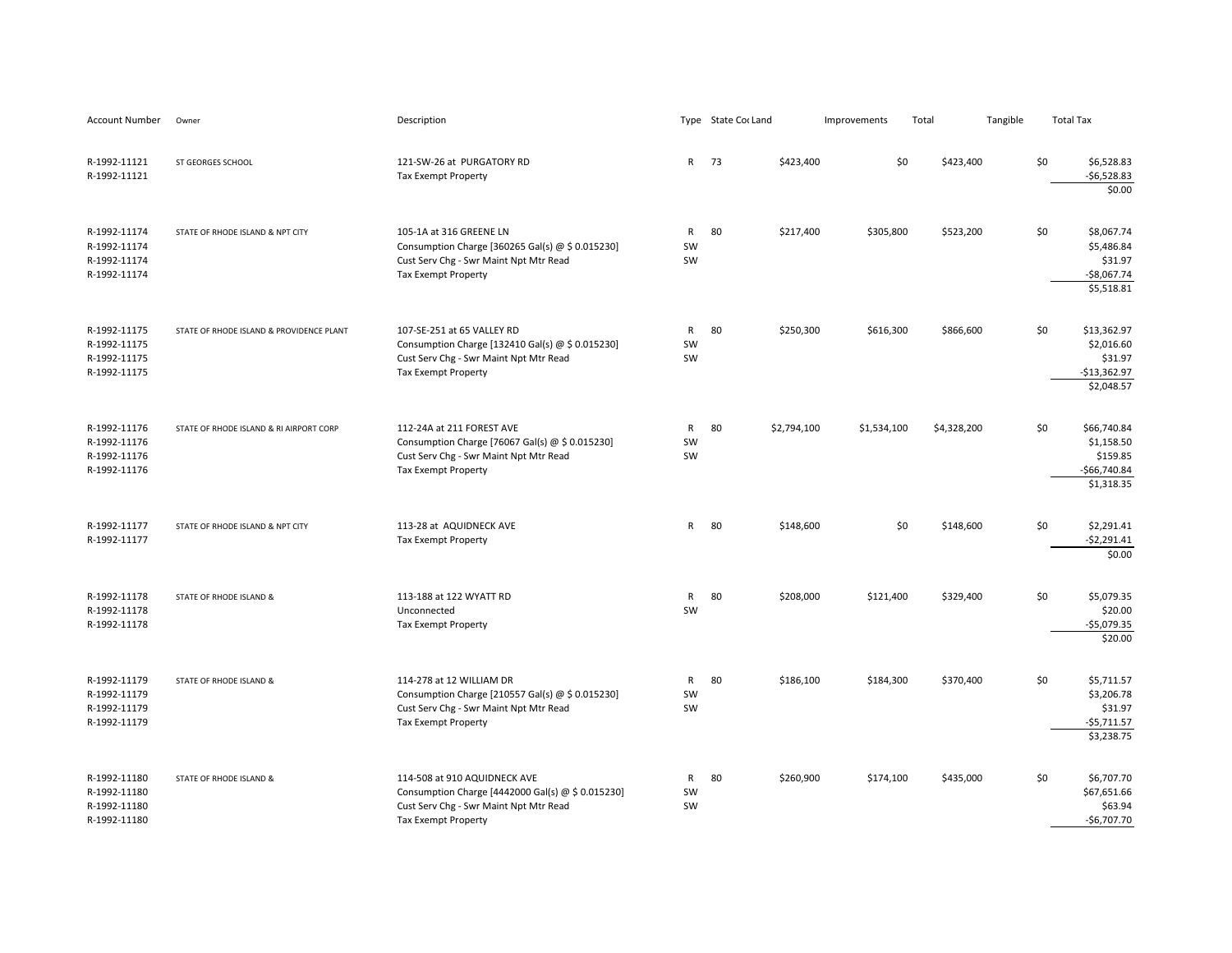| Account Number | Owner | Description | Type | State Cod | Land | Improvements | Total | Tangible | Total Tax |
|---|---|---|---|---|---|---|---|---|---|
| R-1992-11121 | ST GEORGES SCHOOL | 121-SW-26 at PURGATORY RD | R | 73 | $423,400 | $0 | $423,400 | $0 | $6,528.83 |
| R-1992-11121 | | Tax Exempt Property | | | | | | | -$6,528.83 |
| | | | | | | | | | $0.00 |
| R-1992-11174 | STATE OF RHODE ISLAND & NPT CITY | 105-1A at 316 GREENE LN | R | 80 | $217,400 | $305,800 | $523,200 | $0 | $8,067.74 |
| R-1992-11174 | | Consumption Charge [360265 Gal(s) @ $ 0.015230] | SW | | | | | | $5,486.84 |
| R-1992-11174 | | Cust Serv Chg - Swr Maint Npt Mtr Read | SW | | | | | | $31.97 |
| R-1992-11174 | | Tax Exempt Property | | | | | | | -$8,067.74 |
| | | | | | | | | | $5,518.81 |
| R-1992-11175 | STATE OF RHODE ISLAND & PROVIDENCE PLANT | 107-SE-251 at 65 VALLEY RD | R | 80 | $250,300 | $616,300 | $866,600 | $0 | $13,362.97 |
| R-1992-11175 | | Consumption Charge [132410 Gal(s) @ $ 0.015230] | SW | | | | | | $2,016.60 |
| R-1992-11175 | | Cust Serv Chg - Swr Maint Npt Mtr Read | SW | | | | | | $31.97 |
| R-1992-11175 | | Tax Exempt Property | | | | | | | -$13,362.97 |
| | | | | | | | | | $2,048.57 |
| R-1992-11176 | STATE OF RHODE ISLAND & RI AIRPORT CORP | 112-24A at 211 FOREST AVE | R | 80 | $2,794,100 | $1,534,100 | $4,328,200 | $0 | $66,740.84 |
| R-1992-11176 | | Consumption Charge [76067 Gal(s) @ $ 0.015230] | SW | | | | | | $1,158.50 |
| R-1992-11176 | | Cust Serv Chg - Swr Maint Npt Mtr Read | SW | | | | | | $159.85 |
| R-1992-11176 | | Tax Exempt Property | | | | | | | -$66,740.84 |
| | | | | | | | | | $1,318.35 |
| R-1992-11177 | STATE OF RHODE ISLAND & NPT CITY | 113-28 at AQUIDNECK AVE | R | 80 | $148,600 | $0 | $148,600 | $0 | $2,291.41 |
| R-1992-11177 | | Tax Exempt Property | | | | | | | -$2,291.41 |
| | | | | | | | | | $0.00 |
| R-1992-11178 | STATE OF RHODE ISLAND & | 113-188 at 122 WYATT RD | R | 80 | $208,000 | $121,400 | $329,400 | $0 | $5,079.35 |
| R-1992-11178 | | Unconnected | SW | | | | | | $20.00 |
| R-1992-11178 | | Tax Exempt Property | | | | | | | -$5,079.35 |
| | | | | | | | | | $20.00 |
| R-1992-11179 | STATE OF RHODE ISLAND & | 114-278 at 12 WILLIAM DR | R | 80 | $186,100 | $184,300 | $370,400 | $0 | $5,711.57 |
| R-1992-11179 | | Consumption Charge [210557 Gal(s) @ $ 0.015230] | SW | | | | | | $3,206.78 |
| R-1992-11179 | | Cust Serv Chg - Swr Maint Npt Mtr Read | SW | | | | | | $31.97 |
| R-1992-11179 | | Tax Exempt Property | | | | | | | -$5,711.57 |
| | | | | | | | | | $3,238.75 |
| R-1992-11180 | STATE OF RHODE ISLAND & | 114-508 at 910 AQUIDNECK AVE | R | 80 | $260,900 | $174,100 | $435,000 | $0 | $6,707.70 |
| R-1992-11180 | | Consumption Charge [4442000 Gal(s) @ $ 0.015230] | SW | | | | | | $67,651.66 |
| R-1992-11180 | | Cust Serv Chg - Swr Maint Npt Mtr Read | SW | | | | | | $63.94 |
| R-1992-11180 | | Tax Exempt Property | | | | | | | -$6,707.70 |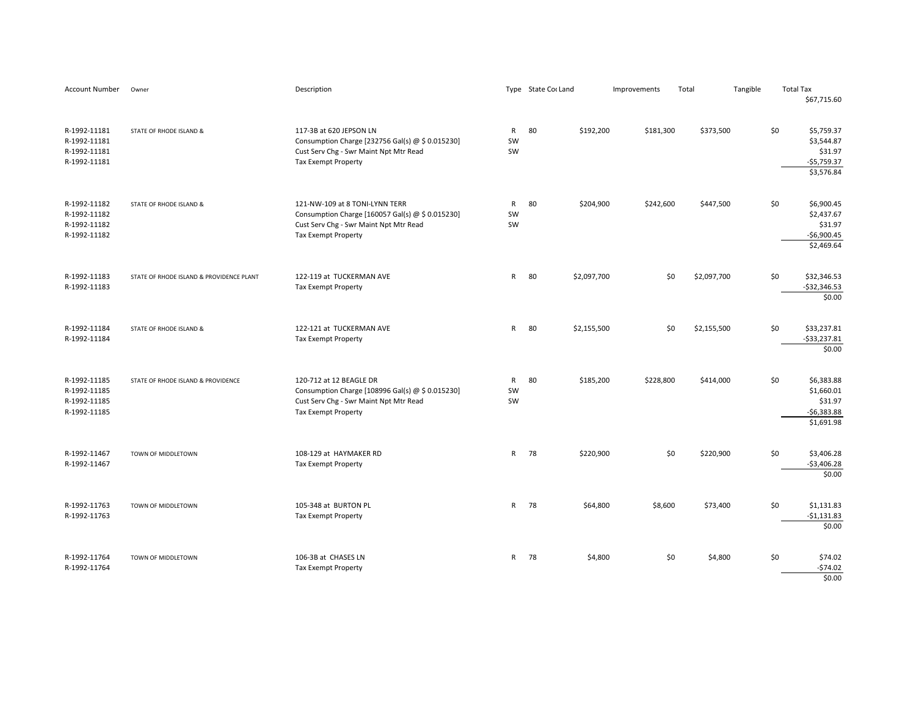| Account Number | Owner | Description | Type | State Cod | Land | Improvements | Total | Tangible | Total Tax |
|---|---|---|---|---|---|---|---|---|---|
| | | | | | | | | | $67,715.60 |
| R-1992-11181 | STATE OF RHODE ISLAND & | 117-3B at 620 JEPSON LN | R | 80 | $192,200 | $181,300 | $373,500 | $0 | $5,759.37 |
| R-1992-11181 | | Consumption Charge [232756 Gal(s) @ $ 0.015230] | SW | | | | | | $3,544.87 |
| R-1992-11181 | | Cust Serv Chg - Swr Maint Npt Mtr Read | SW | | | | | | $31.97 |
| R-1992-11181 | | Tax Exempt Property | | | | | | | -$5,759.37 |
| | | | | | | | | | $3,576.84 |
| R-1992-11182 | STATE OF RHODE ISLAND & | 121-NW-109 at 8 TONI-LYNN TERR | R | 80 | $204,900 | $242,600 | $447,500 | $0 | $6,900.45 |
| R-1992-11182 | | Consumption Charge [160057 Gal(s) @ $ 0.015230] | SW | | | | | | $2,437.67 |
| R-1992-11182 | | Cust Serv Chg - Swr Maint Npt Mtr Read | SW | | | | | | $31.97 |
| R-1992-11182 | | Tax Exempt Property | | | | | | | -$6,900.45 |
| | | | | | | | | | $2,469.64 |
| R-1992-11183 | STATE OF RHODE ISLAND & PROVIDENCE PLANT | 122-119 at TUCKERMAN AVE | R | 80 | $2,097,700 | $0 | $2,097,700 | $0 | $32,346.53 |
| R-1992-11183 | | Tax Exempt Property | | | | | | | -$32,346.53 |
| | | | | | | | | | $0.00 |
| R-1992-11184 | STATE OF RHODE ISLAND & | 122-121 at TUCKERMAN AVE | R | 80 | $2,155,500 | $0 | $2,155,500 | $0 | $33,237.81 |
| R-1992-11184 | | Tax Exempt Property | | | | | | | -$33,237.81 |
| | | | | | | | | | $0.00 |
| R-1992-11185 | STATE OF RHODE ISLAND & PROVIDENCE | 120-712 at 12 BEAGLE DR | R | 80 | $185,200 | $228,800 | $414,000 | $0 | $6,383.88 |
| R-1992-11185 | | Consumption Charge [108996 Gal(s) @ $ 0.015230] | SW | | | | | | $1,660.01 |
| R-1992-11185 | | Cust Serv Chg - Swr Maint Npt Mtr Read | SW | | | | | | $31.97 |
| R-1992-11185 | | Tax Exempt Property | | | | | | | -$6,383.88 |
| | | | | | | | | | $1,691.98 |
| R-1992-11467 | TOWN OF MIDDLETOWN | 108-129 at HAYMAKER RD | R | 78 | $220,900 | $0 | $220,900 | $0 | $3,406.28 |
| R-1992-11467 | | Tax Exempt Property | | | | | | | -$3,406.28 |
| | | | | | | | | | $0.00 |
| R-1992-11763 | TOWN OF MIDDLETOWN | 105-348 at BURTON PL | R | 78 | $64,800 | $8,600 | $73,400 | $0 | $1,131.83 |
| R-1992-11763 | | Tax Exempt Property | | | | | | | -$1,131.83 |
| | | | | | | | | | $0.00 |
| R-1992-11764 | TOWN OF MIDDLETOWN | 106-3B at CHASES LN | R | 78 | $4,800 | $0 | $4,800 | $0 | $74.02 |
| R-1992-11764 | | Tax Exempt Property | | | | | | | -$74.02 |
| | | | | | | | | | $0.00 |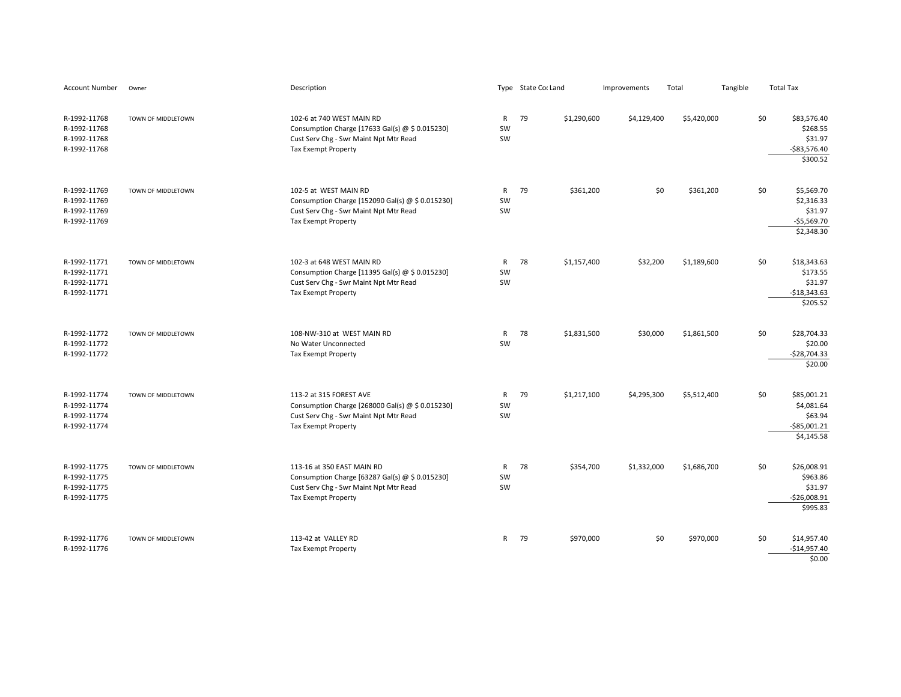| Account Number | Owner | Description | Type | State Code | Land | Improvements | Total | Tangible | Total Tax |
|---|---|---|---|---|---|---|---|---|---|
| R-1992-11768 | TOWN OF MIDDLETOWN | 102-6 at 740 WEST MAIN RD | R | 79 | $1,290,600 | $4,129,400 | $5,420,000 | $0 | $83,576.40 |
| R-1992-11768 | | Consumption Charge [17633 Gal(s) @ $ 0.015230] | SW | | | | | | $268.55 |
| R-1992-11768 | | Cust Serv Chg - Swr Maint Npt Mtr Read | SW | | | | | | $31.97 |
| R-1992-11768 | | Tax Exempt Property | | | | | | | -$83,576.40 |
| | | | | | | | | | $300.52 |
| R-1992-11769 | TOWN OF MIDDLETOWN | 102-5 at WEST MAIN RD | R | 79 | $361,200 | $0 | $361,200 | $0 | $5,569.70 |
| R-1992-11769 | | Consumption Charge [152090 Gal(s) @ $ 0.015230] | SW | | | | | | $2,316.33 |
| R-1992-11769 | | Cust Serv Chg - Swr Maint Npt Mtr Read | SW | | | | | | $31.97 |
| R-1992-11769 | | Tax Exempt Property | | | | | | | -$5,569.70 |
| | | | | | | | | | $2,348.30 |
| R-1992-11771 | TOWN OF MIDDLETOWN | 102-3 at 648 WEST MAIN RD | R | 78 | $1,157,400 | $32,200 | $1,189,600 | $0 | $18,343.63 |
| R-1992-11771 | | Consumption Charge [11395 Gal(s) @ $ 0.015230] | SW | | | | | | $173.55 |
| R-1992-11771 | | Cust Serv Chg - Swr Maint Npt Mtr Read | SW | | | | | | $31.97 |
| R-1992-11771 | | Tax Exempt Property | | | | | | | -$18,343.63 |
| | | | | | | | | | $205.52 |
| R-1992-11772 | TOWN OF MIDDLETOWN | 108-NW-310 at WEST MAIN RD | R | 78 | $1,831,500 | $30,000 | $1,861,500 | $0 | $28,704.33 |
| R-1992-11772 | | No Water Unconnected | SW | | | | | | $20.00 |
| R-1992-11772 | | Tax Exempt Property | | | | | | | -$28,704.33 |
| | | | | | | | | | $20.00 |
| R-1992-11774 | TOWN OF MIDDLETOWN | 113-2 at 315 FOREST AVE | R | 79 | $1,217,100 | $4,295,300 | $5,512,400 | $0 | $85,001.21 |
| R-1992-11774 | | Consumption Charge [268000 Gal(s) @ $ 0.015230] | SW | | | | | | $4,081.64 |
| R-1992-11774 | | Cust Serv Chg - Swr Maint Npt Mtr Read | SW | | | | | | $63.94 |
| R-1992-11774 | | Tax Exempt Property | | | | | | | -$85,001.21 |
| | | | | | | | | | $4,145.58 |
| R-1992-11775 | TOWN OF MIDDLETOWN | 113-16 at 350 EAST MAIN RD | R | 78 | $354,700 | $1,332,000 | $1,686,700 | $0 | $26,008.91 |
| R-1992-11775 | | Consumption Charge [63287 Gal(s) @ $ 0.015230] | SW | | | | | | $963.86 |
| R-1992-11775 | | Cust Serv Chg - Swr Maint Npt Mtr Read | SW | | | | | | $31.97 |
| R-1992-11775 | | Tax Exempt Property | | | | | | | -$26,008.91 |
| | | | | | | | | | $995.83 |
| R-1992-11776 | TOWN OF MIDDLETOWN | 113-42 at VALLEY RD | R | 79 | $970,000 | $0 | $970,000 | $0 | $14,957.40 |
| R-1992-11776 | | Tax Exempt Property | | | | | | | -$14,957.40 |
| | | | | | | | | | $0.00 |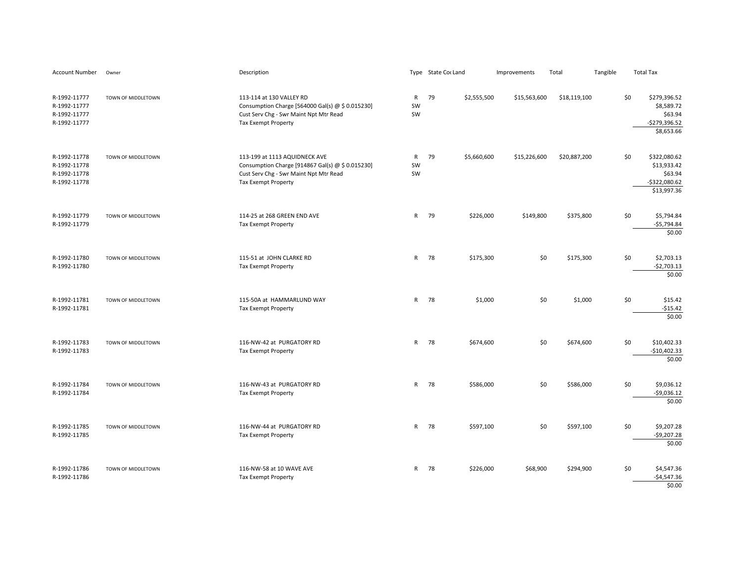| Account Number | Owner | Description | Type | State Code | Land | Improvements | Total | Tangible | Total Tax |
|---|---|---|---|---|---|---|---|---|---|
| R-1992-11777 | TOWN OF MIDDLETOWN | 113-114 at 130 VALLEY RD | R | 79 | $2,555,500 | $15,563,600 | $18,119,100 | $0 | $279,396.52 |
| R-1992-11777 | | Consumption Charge [564000 Gal(s) @ $ 0.015230] | SW | | | | | | $8,589.72 |
| R-1992-11777 | | Cust Serv Chg - Swr Maint Npt Mtr Read | SW | | | | | | $63.94 |
| R-1992-11777 | | Tax Exempt Property | | | | | | | -$279,396.52 |
| | | | | | | | | | $8,653.66 |
| R-1992-11778 | TOWN OF MIDDLETOWN | 113-199 at 1113 AQUIDNECK AVE | R | 79 | $5,660,600 | $15,226,600 | $20,887,200 | $0 | $322,080.62 |
| R-1992-11778 | | Consumption Charge [914867 Gal(s) @ $ 0.015230] | SW | | | | | | $13,933.42 |
| R-1992-11778 | | Cust Serv Chg - Swr Maint Npt Mtr Read | SW | | | | | | $63.94 |
| R-1992-11778 | | Tax Exempt Property | | | | | | | -$322,080.62 |
| | | | | | | | | | $13,997.36 |
| R-1992-11779 | TOWN OF MIDDLETOWN | 114-25 at 268 GREEN END AVE | R | 79 | $226,000 | $149,800 | $375,800 | $0 | $5,794.84 |
| R-1992-11779 | | Tax Exempt Property | | | | | | | -$5,794.84 |
| | | | | | | | | | $0.00 |
| R-1992-11780 | TOWN OF MIDDLETOWN | 115-51 at JOHN CLARKE RD | R | 78 | $175,300 | $0 | $175,300 | $0 | $2,703.13 |
| R-1992-11780 | | Tax Exempt Property | | | | | | | -$2,703.13 |
| | | | | | | | | | $0.00 |
| R-1992-11781 | TOWN OF MIDDLETOWN | 115-50A at HAMMARLUND WAY | R | 78 | $1,000 | $0 | $1,000 | $0 | $15.42 |
| R-1992-11781 | | Tax Exempt Property | | | | | | | -$15.42 |
| | | | | | | | | | $0.00 |
| R-1992-11783 | TOWN OF MIDDLETOWN | 116-NW-42 at PURGATORY RD | R | 78 | $674,600 | $0 | $674,600 | $0 | $10,402.33 |
| R-1992-11783 | | Tax Exempt Property | | | | | | | -$10,402.33 |
| | | | | | | | | | $0.00 |
| R-1992-11784 | TOWN OF MIDDLETOWN | 116-NW-43 at PURGATORY RD | R | 78 | $586,000 | $0 | $586,000 | $0 | $9,036.12 |
| R-1992-11784 | | Tax Exempt Property | | | | | | | -$9,036.12 |
| | | | | | | | | | $0.00 |
| R-1992-11785 | TOWN OF MIDDLETOWN | 116-NW-44 at PURGATORY RD | R | 78 | $597,100 | $0 | $597,100 | $0 | $9,207.28 |
| R-1992-11785 | | Tax Exempt Property | | | | | | | -$9,207.28 |
| | | | | | | | | | $0.00 |
| R-1992-11786 | TOWN OF MIDDLETOWN | 116-NW-58 at 10 WAVE AVE | R | 78 | $226,000 | $68,900 | $294,900 | $0 | $4,547.36 |
| R-1992-11786 | | Tax Exempt Property | | | | | | | -$4,547.36 |
| | | | | | | | | | $0.00 |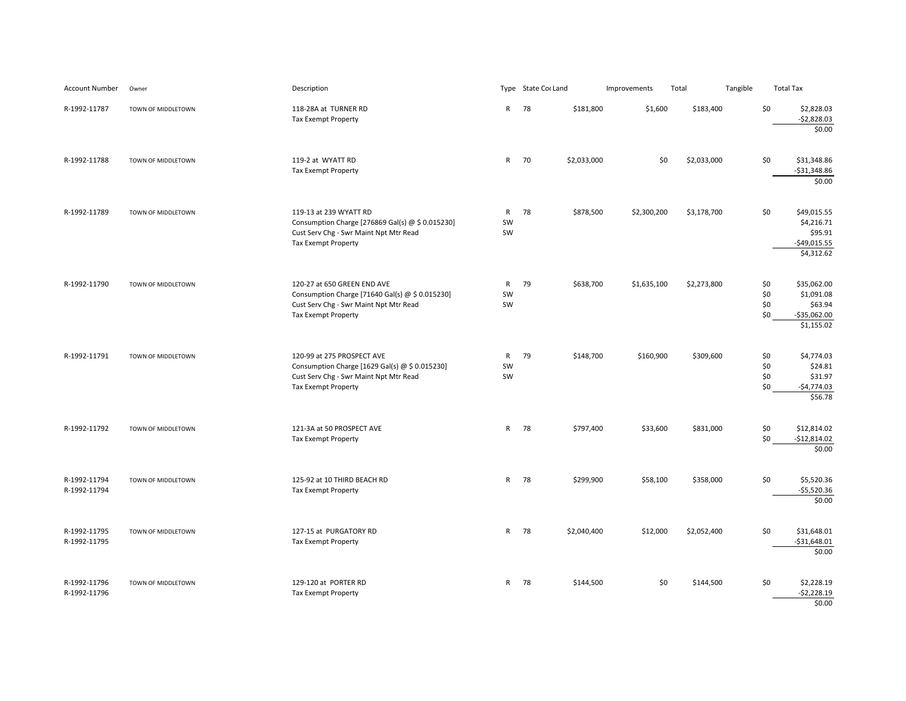| Account Number | Owner | Description | Type | State Code | Land | Improvements | Total | Tangible | Total Tax |
|---|---|---|---|---|---|---|---|---|---|
| R-1992-11787 | TOWN OF MIDDLETOWN | 118-28A at TURNER RD | R | 78 | $181,800 | $1,600 | $183,400 | $0 | $2,828.03 |
| | | Tax Exempt Property | | | | | | | -$2,828.03 |
| | | | | | | | | | $0.00 |
| R-1992-11788 | TOWN OF MIDDLETOWN | 119-2 at WYATT RD | R | 70 | $2,033,000 | $0 | $2,033,000 | $0 | $31,348.86 |
| | | Tax Exempt Property | | | | | | | -$31,348.86 |
| | | | | | | | | | $0.00 |
| R-1992-11789 | TOWN OF MIDDLETOWN | 119-13 at 239 WYATT RD | R | 78 | $878,500 | $2,300,200 | $3,178,700 | $0 | $49,015.55 |
| | | Consumption Charge [276869 Gal(s) @ $ 0.015230] | SW | | | | | | $4,216.71 |
| | | Cust Serv Chg - Swr Maint Npt Mtr Read | SW | | | | | | $95.91 |
| | | Tax Exempt Property | | | | | | | -$49,015.55 |
| | | | | | | | | | $4,312.62 |
| R-1992-11790 | TOWN OF MIDDLETOWN | 120-27 at 650 GREEN END AVE | R | 79 | $638,700 | $1,635,100 | $2,273,800 | $0 | $35,062.00 |
| | | Consumption Charge [71640 Gal(s) @ $ 0.015230] | SW | | | | | $0 | $1,091.08 |
| | | Cust Serv Chg - Swr Maint Npt Mtr Read | SW | | | | | $0 | $63.94 |
| | | Tax Exempt Property | | | | | | $0 | -$35,062.00 |
| | | | | | | | | | $1,155.02 |
| R-1992-11791 | TOWN OF MIDDLETOWN | 120-99 at 275 PROSPECT AVE | R | 79 | $148,700 | $160,900 | $309,600 | $0 | $4,774.03 |
| | | Consumption Charge [1629 Gal(s) @ $ 0.015230] | SW | | | | | $0 | $24.81 |
| | | Cust Serv Chg - Swr Maint Npt Mtr Read | SW | | | | | $0 | $31.97 |
| | | Tax Exempt Property | | | | | | $0 | -$4,774.03 |
| | | | | | | | | | $56.78 |
| R-1992-11792 | TOWN OF MIDDLETOWN | 121-3A at 50 PROSPECT AVE | R | 78 | $797,400 | $33,600 | $831,000 | $0 | $12,814.02 |
| | | Tax Exempt Property | | | | | | $0 | -$12,814.02 |
| | | | | | | | | | $0.00 |
| R-1992-11794 | TOWN OF MIDDLETOWN | 125-92 at 10 THIRD BEACH RD | R | 78 | $299,900 | $58,100 | $358,000 | $0 | $5,520.36 |
| R-1992-11794 | | Tax Exempt Property | | | | | | | -$5,520.36 |
| | | | | | | | | | $0.00 |
| R-1992-11795 | TOWN OF MIDDLETOWN | 127-15 at PURGATORY RD | R | 78 | $2,040,400 | $12,000 | $2,052,400 | $0 | $31,648.01 |
| R-1992-11795 | | Tax Exempt Property | | | | | | | -$31,648.01 |
| | | | | | | | | | $0.00 |
| R-1992-11796 | TOWN OF MIDDLETOWN | 129-120 at PORTER RD | R | 78 | $144,500 | $0 | $144,500 | $0 | $2,228.19 |
| R-1992-11796 | | Tax Exempt Property | | | | | | | -$2,228.19 |
| | | | | | | | | | $0.00 |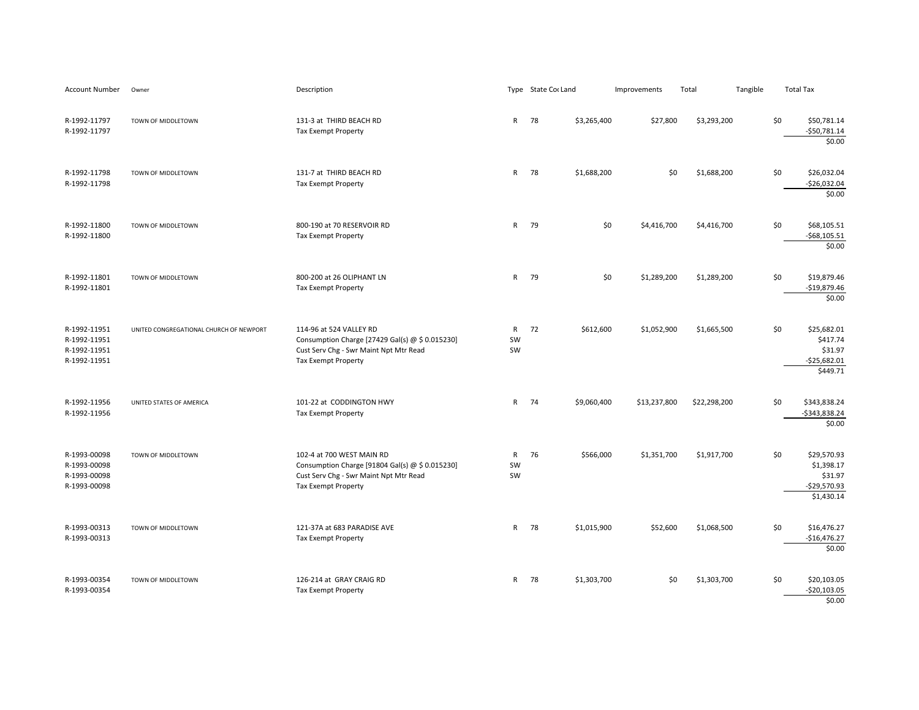| Account Number | Owner | Description | Type | State Coc | Land | Improvements | Total | Tangible | Total Tax |
|---|---|---|---|---|---|---|---|---|---|
| R-1992-11797 | TOWN OF MIDDLETOWN | 131-3 at THIRD BEACH RD | R | 78 | $3,265,400 | $27,800 | $3,293,200 | $0 | $50,781.14 |
| R-1992-11797 | | Tax Exempt Property | | | | | | | -$50,781.14 |
| | | | | | | | | | $0.00 |
| R-1992-11798 | TOWN OF MIDDLETOWN | 131-7 at THIRD BEACH RD | R | 78 | $1,688,200 | $0 | $1,688,200 | $0 | $26,032.04 |
| R-1992-11798 | | Tax Exempt Property | | | | | | | -$26,032.04 |
| | | | | | | | | | $0.00 |
| R-1992-11800 | TOWN OF MIDDLETOWN | 800-190 at 70 RESERVOIR RD | R | 79 | $0 | $4,416,700 | $4,416,700 | $0 | $68,105.51 |
| R-1992-11800 | | Tax Exempt Property | | | | | | | -$68,105.51 |
| | | | | | | | | | $0.00 |
| R-1992-11801 | TOWN OF MIDDLETOWN | 800-200 at 26 OLIPHANT LN | R | 79 | $0 | $1,289,200 | $1,289,200 | $0 | $19,879.46 |
| R-1992-11801 | | Tax Exempt Property | | | | | | | -$19,879.46 |
| | | | | | | | | | $0.00 |
| R-1992-11951 | UNITED CONGREGATIONAL CHURCH OF NEWPORT | 114-96 at 524 VALLEY RD | R | 72 | $612,600 | $1,052,900 | $1,665,500 | $0 | $25,682.01 |
| R-1992-11951 | | Consumption Charge [27429 Gal(s) @ $ 0.015230] | SW | | | | | | $417.74 |
| R-1992-11951 | | Cust Serv Chg - Swr Maint Npt Mtr Read | SW | | | | | | $31.97 |
| R-1992-11951 | | Tax Exempt Property | | | | | | | -$25,682.01 |
| | | | | | | | | | $449.71 |
| R-1992-11956 | UNITED STATES OF AMERICA | 101-22 at CODDINGTON HWY | R | 74 | $9,060,400 | $13,237,800 | $22,298,200 | $0 | $343,838.24 |
| R-1992-11956 | | Tax Exempt Property | | | | | | | -$343,838.24 |
| | | | | | | | | | $0.00 |
| R-1993-00098 | TOWN OF MIDDLETOWN | 102-4 at 700 WEST MAIN RD | R | 76 | $566,000 | $1,351,700 | $1,917,700 | $0 | $29,570.93 |
| R-1993-00098 | | Consumption Charge [91804 Gal(s) @ $ 0.015230] | SW | | | | | | $1,398.17 |
| R-1993-00098 | | Cust Serv Chg - Swr Maint Npt Mtr Read | SW | | | | | | $31.97 |
| R-1993-00098 | | Tax Exempt Property | | | | | | | -$29,570.93 |
| | | | | | | | | | $1,430.14 |
| R-1993-00313 | TOWN OF MIDDLETOWN | 121-37A at 683 PARADISE AVE | R | 78 | $1,015,900 | $52,600 | $1,068,500 | $0 | $16,476.27 |
| R-1993-00313 | | Tax Exempt Property | | | | | | | -$16,476.27 |
| | | | | | | | | | $0.00 |
| R-1993-00354 | TOWN OF MIDDLETOWN | 126-214 at GRAY CRAIG RD | R | 78 | $1,303,700 | $0 | $1,303,700 | $0 | $20,103.05 |
| R-1993-00354 | | Tax Exempt Property | | | | | | | -$20,103.05 |
| | | | | | | | | | $0.00 |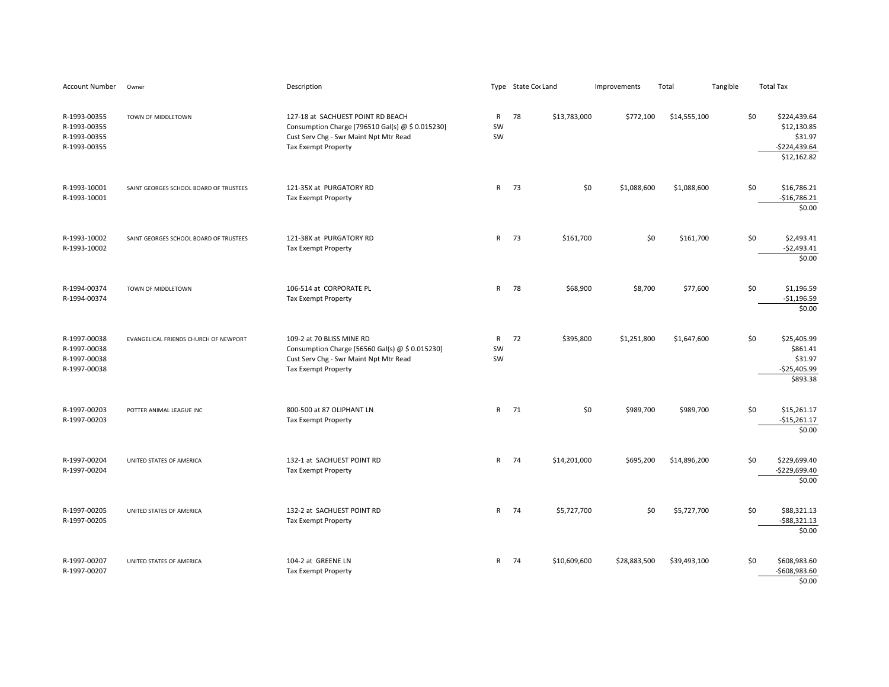| Account Number | Owner | Description | Type | State Co | Land | Improvements | Total | Tangible | Total Tax |
|---|---|---|---|---|---|---|---|---|---|
| R-1993-00355 | TOWN OF MIDDLETOWN | 127-18 at SACHUEST POINT RD BEACH | R | 78 | $13,783,000 | $772,100 | $14,555,100 | $0 | $224,439.64 |
| R-1993-00355 | | Consumption Charge [796510 Gal(s) @ $ 0.015230] | SW | | | | | | $12,130.85 |
| R-1993-00355 | | Cust Serv Chg - Swr Maint Npt Mtr Read | SW | | | | | | $31.97 |
| R-1993-00355 | | Tax Exempt Property | | | | | | | -$224,439.64 |
| | | | | | | | | | $12,162.82 |
| R-1993-10001 | SAINT GEORGES SCHOOL BOARD OF TRUSTEES | 121-35X at PURGATORY RD | R | 73 | $0 | $1,088,600 | $1,088,600 | $0 | $16,786.21 |
| R-1993-10001 | | Tax Exempt Property | | | | | | | -$16,786.21 |
| | | | | | | | | | $0.00 |
| R-1993-10002 | SAINT GEORGES SCHOOL BOARD OF TRUSTEES | 121-38X at PURGATORY RD | R | 73 | $161,700 | $0 | $161,700 | $0 | $2,493.41 |
| R-1993-10002 | | Tax Exempt Property | | | | | | | -$2,493.41 |
| | | | | | | | | | $0.00 |
| R-1994-00374 | TOWN OF MIDDLETOWN | 106-514 at CORPORATE PL | R | 78 | $68,900 | $8,700 | $77,600 | $0 | $1,196.59 |
| R-1994-00374 | | Tax Exempt Property | | | | | | | -$1,196.59 |
| | | | | | | | | | $0.00 |
| R-1997-00038 | EVANGELICAL FRIENDS CHURCH OF NEWPORT | 109-2 at 70 BLISS MINE RD | R | 72 | $395,800 | $1,251,800 | $1,647,600 | $0 | $25,405.99 |
| R-1997-00038 | | Consumption Charge [56560 Gal(s) @ $ 0.015230] | SW | | | | | | $861.41 |
| R-1997-00038 | | Cust Serv Chg - Swr Maint Npt Mtr Read | SW | | | | | | $31.97 |
| R-1997-00038 | | Tax Exempt Property | | | | | | | -$25,405.99 |
| | | | | | | | | | $893.38 |
| R-1997-00203 | POTTER ANIMAL LEAGUE INC | 800-500 at 87 OLIPHANT LN | R | 71 | $0 | $989,700 | $989,700 | $0 | $15,261.17 |
| R-1997-00203 | | Tax Exempt Property | | | | | | | -$15,261.17 |
| | | | | | | | | | $0.00 |
| R-1997-00204 | UNITED STATES OF AMERICA | 132-1 at SACHUEST POINT RD | R | 74 | $14,201,000 | $695,200 | $14,896,200 | $0 | $229,699.40 |
| R-1997-00204 | | Tax Exempt Property | | | | | | | -$229,699.40 |
| | | | | | | | | | $0.00 |
| R-1997-00205 | UNITED STATES OF AMERICA | 132-2 at SACHUEST POINT RD | R | 74 | $5,727,700 | $0 | $5,727,700 | $0 | $88,321.13 |
| R-1997-00205 | | Tax Exempt Property | | | | | | | -$88,321.13 |
| | | | | | | | | | $0.00 |
| R-1997-00207 | UNITED STATES OF AMERICA | 104-2 at GREENE LN | R | 74 | $10,609,600 | $28,883,500 | $39,493,100 | $0 | $608,983.60 |
| R-1997-00207 | | Tax Exempt Property | | | | | | | -$608,983.60 |
| | | | | | | | | | $0.00 |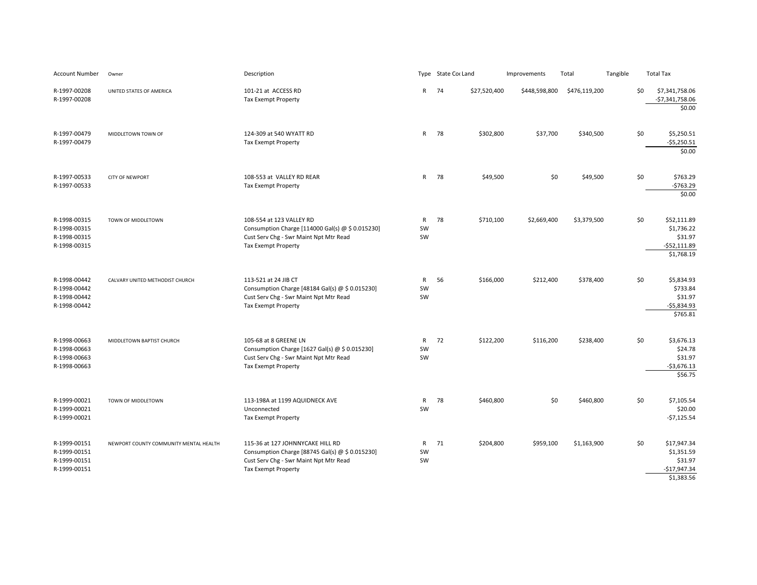| Account Number | Owner | Description | Type | State Cod | Land | Improvements | Total | Tangible | Total Tax |
|---|---|---|---|---|---|---|---|---|---|
| R-1997-00208 | UNITED STATES OF AMERICA | 101-21 at ACCESS RD | R | 74 | $27,520,400 | $448,598,800 | $476,119,200 | $0 | $7,341,758.06 |
| R-1997-00208 | | Tax Exempt Property | | | | | | | -$7,341,758.06 |
| | | | | | | | | | $0.00 |
| R-1997-00479 | MIDDLETOWN TOWN OF | 124-309 at 540 WYATT RD | R | 78 | $302,800 | $37,700 | $340,500 | $0 | $5,250.51 |
| R-1997-00479 | | Tax Exempt Property | | | | | | | -$5,250.51 |
| | | | | | | | | | $0.00 |
| R-1997-00533 | CITY OF NEWPORT | 108-553 at VALLEY RD REAR | R | 78 | $49,500 | $0 | $49,500 | $0 | $763.29 |
| R-1997-00533 | | Tax Exempt Property | | | | | | | -$763.29 |
| | | | | | | | | | $0.00 |
| R-1998-00315 | TOWN OF MIDDLETOWN | 108-554 at 123 VALLEY RD | R | 78 | $710,100 | $2,669,400 | $3,379,500 | $0 | $52,111.89 |
| R-1998-00315 | | Consumption Charge [114000 Gal(s) @ $ 0.015230] | SW | | | | | | $1,736.22 |
| R-1998-00315 | | Cust Serv Chg - Swr Maint Npt Mtr Read | SW | | | | | | $31.97 |
| R-1998-00315 | | Tax Exempt Property | | | | | | | -$52,111.89 |
| | | | | | | | | | $1,768.19 |
| R-1998-00442 | CALVARY UNITED METHODIST CHURCH | 113-521 at 24 JIB CT | R | 56 | $166,000 | $212,400 | $378,400 | $0 | $5,834.93 |
| R-1998-00442 | | Consumption Charge [48184 Gal(s) @ $ 0.015230] | SW | | | | | | $733.84 |
| R-1998-00442 | | Cust Serv Chg - Swr Maint Npt Mtr Read | SW | | | | | | $31.97 |
| R-1998-00442 | | Tax Exempt Property | | | | | | | -$5,834.93 |
| | | | | | | | | | $765.81 |
| R-1998-00663 | MIDDLETOWN BAPTIST CHURCH | 105-68 at 8 GREENE LN | R | 72 | $122,200 | $116,200 | $238,400 | $0 | $3,676.13 |
| R-1998-00663 | | Consumption Charge [1627 Gal(s) @ $ 0.015230] | SW | | | | | | $24.78 |
| R-1998-00663 | | Cust Serv Chg - Swr Maint Npt Mtr Read | SW | | | | | | $31.97 |
| R-1998-00663 | | Tax Exempt Property | | | | | | | -$3,676.13 |
| | | | | | | | | | $56.75 |
| R-1999-00021 | TOWN OF MIDDLETOWN | 113-198A at 1199 AQUIDNECK AVE | R | 78 | $460,800 | $0 | $460,800 | $0 | $7,105.54 |
| R-1999-00021 | | Unconnected | SW | | | | | | $20.00 |
| R-1999-00021 | | Tax Exempt Property | | | | | | | -$7,125.54 |
| R-1999-00151 | NEWPORT COUNTY COMMUNITY MENTAL HEALTH | 115-36 at 127 JOHNNYCAKE HILL RD | R | 71 | $204,800 | $959,100 | $1,163,900 | $0 | $17,947.34 |
| R-1999-00151 | | Consumption Charge [88745 Gal(s) @ $ 0.015230] | SW | | | | | | $1,351.59 |
| R-1999-00151 | | Cust Serv Chg - Swr Maint Npt Mtr Read | SW | | | | | | $31.97 |
| R-1999-00151 | | Tax Exempt Property | | | | | | | -$17,947.34 |
| | | | | | | | | | $1,383.56 |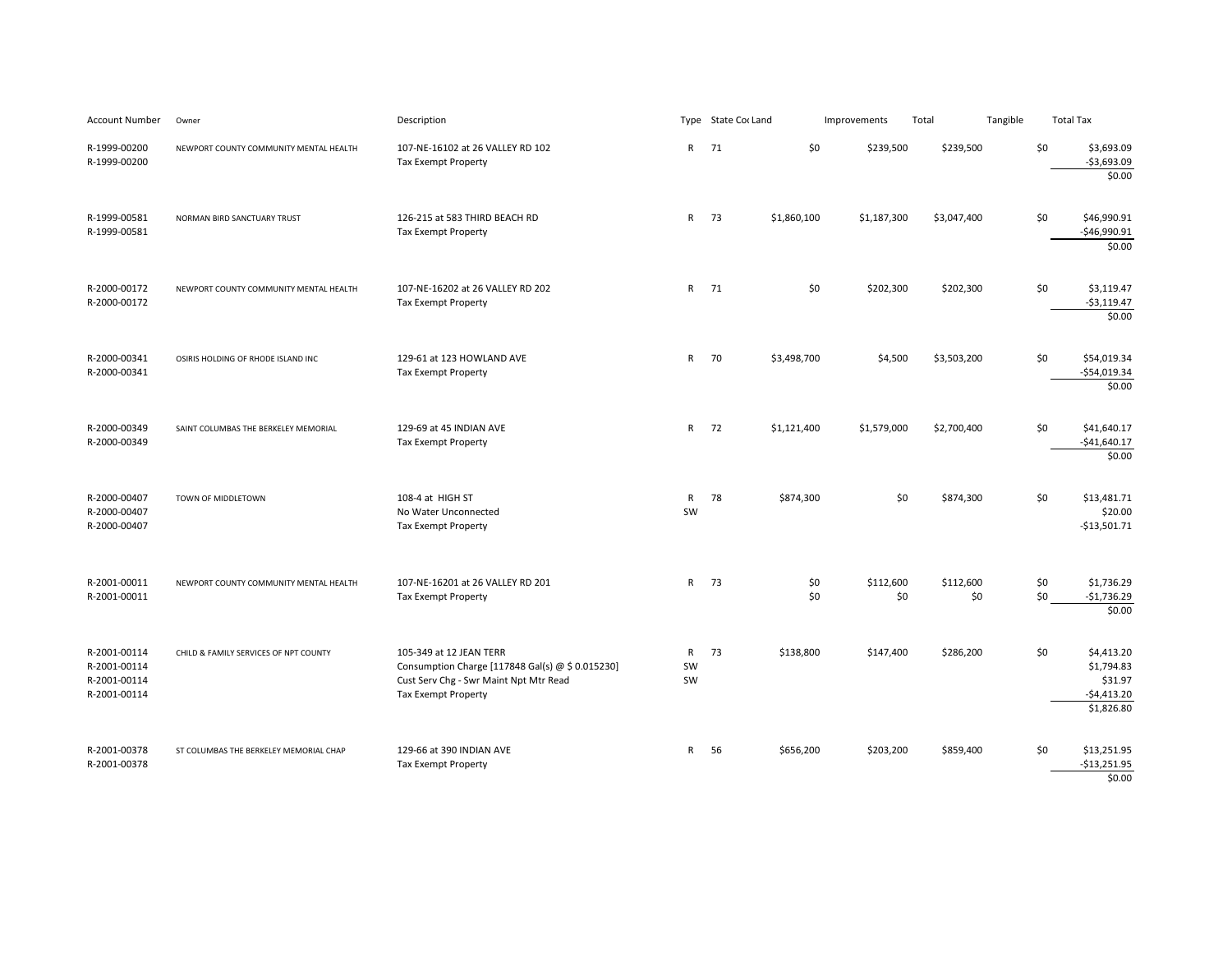| Account Number | Owner | Description | Type | State Code | Land | Improvements | Total | Tangible | Total Tax |
|---|---|---|---|---|---|---|---|---|---|
| R-1999-00200 | NEWPORT COUNTY COMMUNITY MENTAL HEALTH | 107-NE-16102 at 26 VALLEY RD 102 | R | 71 | $0 | $239,500 | $239,500 | $0 | $3,693.09 |
| R-1999-00200 | | Tax Exempt Property | | | | | | | -$3,693.09 |
| | | | | | | | | | $0.00 |
| R-1999-00581 | NORMAN BIRD SANCTUARY TRUST | 126-215 at 583 THIRD BEACH RD | R | 73 | $1,860,100 | $1,187,300 | $3,047,400 | $0 | $46,990.91 |
| R-1999-00581 | | Tax Exempt Property | | | | | | | -$46,990.91 |
| | | | | | | | | | $0.00 |
| R-2000-00172 | NEWPORT COUNTY COMMUNITY MENTAL HEALTH | 107-NE-16202 at 26 VALLEY RD 202 | R | 71 | $0 | $202,300 | $202,300 | $0 | $3,119.47 |
| R-2000-00172 | | Tax Exempt Property | | | | | | | -$3,119.47 |
| | | | | | | | | | $0.00 |
| R-2000-00341 | OSIRIS HOLDING OF RHODE ISLAND INC | 129-61 at 123 HOWLAND AVE | R | 70 | $3,498,700 | $4,500 | $3,503,200 | $0 | $54,019.34 |
| R-2000-00341 | | Tax Exempt Property | | | | | | | -$54,019.34 |
| | | | | | | | | | $0.00 |
| R-2000-00349 | SAINT COLUMBAS THE BERKELEY MEMORIAL | 129-69 at 45 INDIAN AVE | R | 72 | $1,121,400 | $1,579,000 | $2,700,400 | $0 | $41,640.17 |
| R-2000-00349 | | Tax Exempt Property | | | | | | | -$41,640.17 |
| | | | | | | | | | $0.00 |
| R-2000-00407 | TOWN OF MIDDLETOWN | 108-4 at HIGH ST | R | 78 | $874,300 | $0 | $874,300 | $0 | $13,481.71 |
| R-2000-00407 | | No Water Unconnected | SW | | | | | | $20.00 |
| R-2000-00407 | | Tax Exempt Property | | | | | | | -$13,501.71 |
| R-2001-00011 | NEWPORT COUNTY COMMUNITY MENTAL HEALTH | 107-NE-16201 at 26 VALLEY RD 201 | R | 73 | $0 | $112,600 | $112,600 | $0 | $1,736.29 |
| R-2001-00011 | | Tax Exempt Property | | | $0 | $0 | $0 | $0 | -$1,736.29 |
| | | | | | | | | | $0.00 |
| R-2001-00114 | CHILD & FAMILY SERVICES OF NPT COUNTY | 105-349 at 12 JEAN TERR | R | 73 | $138,800 | $147,400 | $286,200 | $0 | $4,413.20 |
| R-2001-00114 | | Consumption Charge [117848 Gal(s) @ $ 0.015230] | SW | | | | | | $1,794.83 |
| R-2001-00114 | | Cust Serv Chg - Swr Maint Npt Mtr Read | SW | | | | | | $31.97 |
| R-2001-00114 | | Tax Exempt Property | | | | | | | -$4,413.20 |
| | | | | | | | | | $1,826.80 |
| R-2001-00378 | ST COLUMBAS THE BERKELEY MEMORIAL CHAP | 129-66 at 390 INDIAN AVE | R | 56 | $656,200 | $203,200 | $859,400 | $0 | $13,251.95 |
| R-2001-00378 | | Tax Exempt Property | | | | | | | -$13,251.95 |
| | | | | | | | | | $0.00 |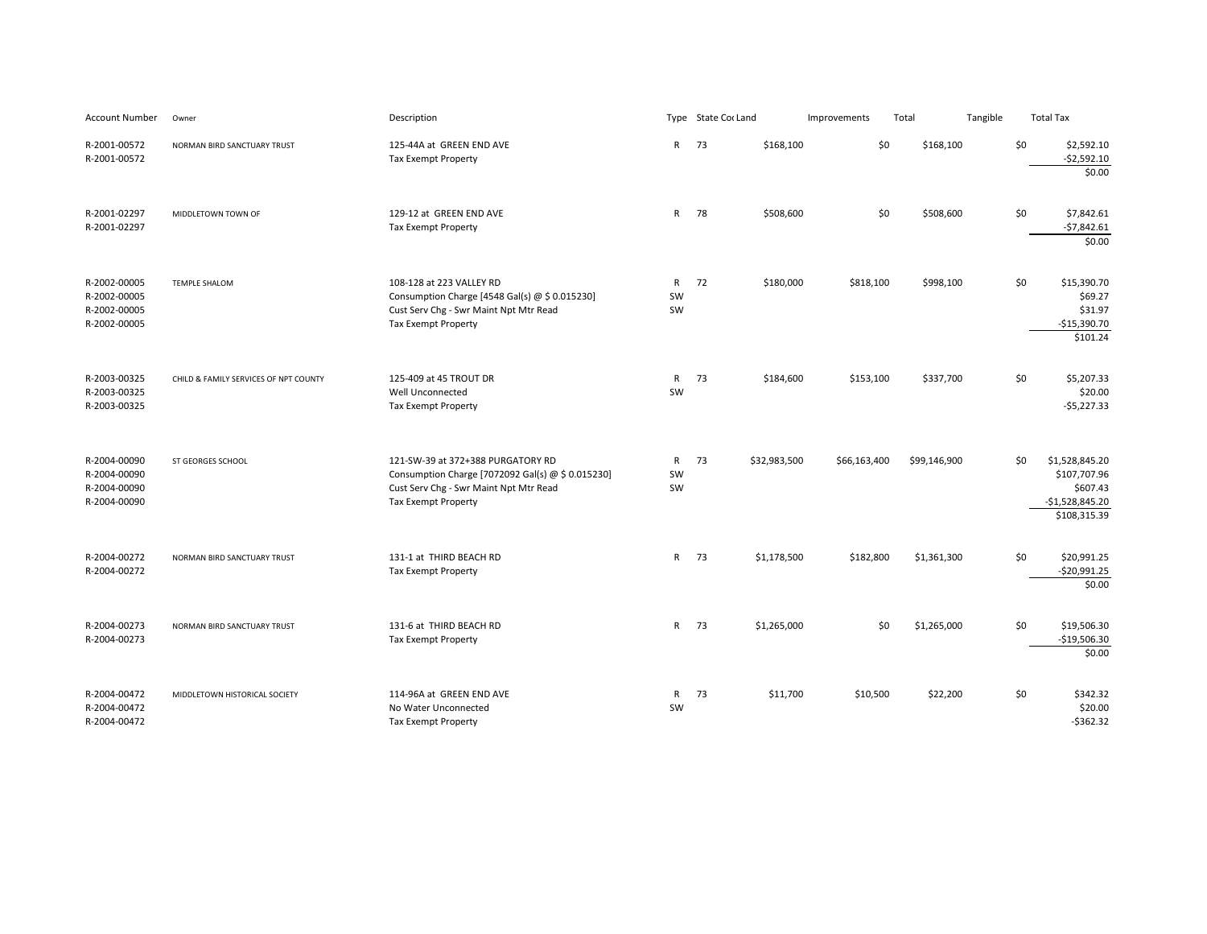| Account Number | Owner | Description | Type | State Cod | Land | Improvements | Total | Tangible | Total Tax |
|---|---|---|---|---|---|---|---|---|---|
| R-2001-00572 | NORMAN BIRD SANCTUARY TRUST | 125-44A at GREEN END AVE | R | 73 | $168,100 | $0 | $168,100 | $0 | $2,592.10 |
| R-2001-00572 | | Tax Exempt Property | | | | | | | -$2,592.10 |
| | | | | | | | | | $0.00 |
| R-2001-02297 | MIDDLETOWN TOWN OF | 129-12 at GREEN END AVE | R | 78 | $508,600 | $0 | $508,600 | $0 | $7,842.61 |
| R-2001-02297 | | Tax Exempt Property | | | | | | | -$7,842.61 |
| | | | | | | | | | $0.00 |
| R-2002-00005 | TEMPLE SHALOM | 108-128 at 223 VALLEY RD | R | 72 | $180,000 | $818,100 | $998,100 | $0 | $15,390.70 |
| R-2002-00005 | | Consumption Charge [4548 Gal(s) @ $ 0.015230] | SW | | | | | | $69.27 |
| R-2002-00005 | | Cust Serv Chg - Swr Maint Npt Mtr Read | SW | | | | | | $31.97 |
| R-2002-00005 | | Tax Exempt Property | | | | | | | -$15,390.70 |
| | | | | | | | | | $101.24 |
| R-2003-00325 | CHILD & FAMILY SERVICES OF NPT COUNTY | 125-409 at 45 TROUT DR | R | 73 | $184,600 | $153,100 | $337,700 | $0 | $5,207.33 |
| R-2003-00325 | | Well Unconnected | SW | | | | | | $20.00 |
| R-2003-00325 | | Tax Exempt Property | | | | | | | -$5,227.33 |
| R-2004-00090 | ST GEORGES SCHOOL | 121-SW-39 at 372+388 PURGATORY RD | R | 73 | $32,983,500 | $66,163,400 | $99,146,900 | $0 | $1,528,845.20 |
| R-2004-00090 | | Consumption Charge [7072092 Gal(s) @ $ 0.015230] | SW | | | | | | $107,707.96 |
| R-2004-00090 | | Cust Serv Chg - Swr Maint Npt Mtr Read | SW | | | | | | $607.43 |
| R-2004-00090 | | Tax Exempt Property | | | | | | | -$1,528,845.20 |
| | | | | | | | | | $108,315.39 |
| R-2004-00272 | NORMAN BIRD SANCTUARY TRUST | 131-1 at THIRD BEACH RD | R | 73 | $1,178,500 | $182,800 | $1,361,300 | $0 | $20,991.25 |
| R-2004-00272 | | Tax Exempt Property | | | | | | | -$20,991.25 |
| | | | | | | | | | $0.00 |
| R-2004-00273 | NORMAN BIRD SANCTUARY TRUST | 131-6 at THIRD BEACH RD | R | 73 | $1,265,000 | $0 | $1,265,000 | $0 | $19,506.30 |
| R-2004-00273 | | Tax Exempt Property | | | | | | | -$19,506.30 |
| | | | | | | | | | $0.00 |
| R-2004-00472 | MIDDLETOWN HISTORICAL SOCIETY | 114-96A at GREEN END AVE | R | 73 | $11,700 | $10,500 | $22,200 | $0 | $342.32 |
| R-2004-00472 | | No Water Unconnected | SW | | | | | | $20.00 |
| R-2004-00472 | | Tax Exempt Property | | | | | | | -$362.32 |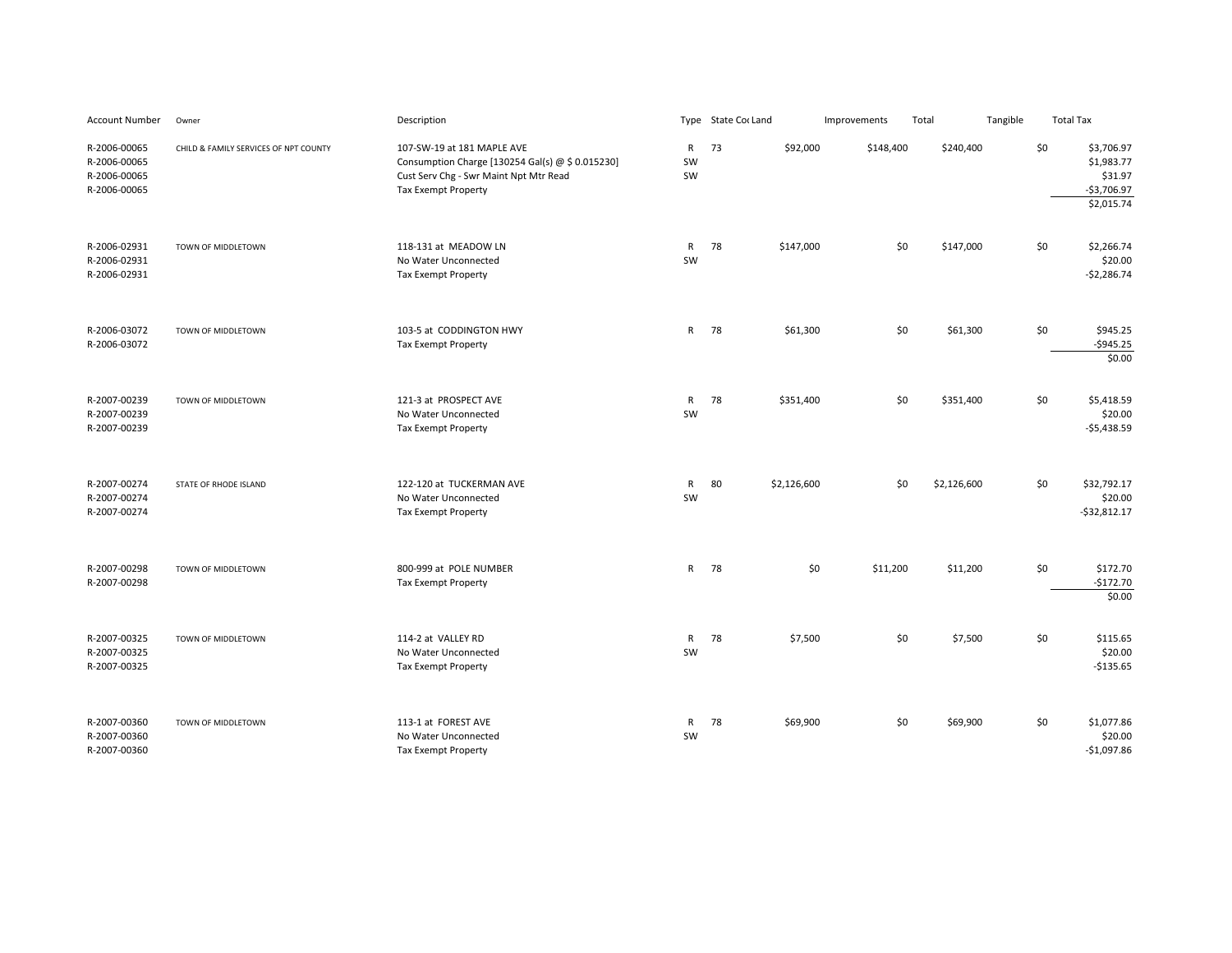| Account Number | Owner | Description | Type | State Code | Land | Improvements | Total | Tangible | Total Tax |
|---|---|---|---|---|---|---|---|---|---|
| R-2006-00065 | CHILD & FAMILY SERVICES OF NPT COUNTY | 107-SW-19 at 181 MAPLE AVE | R | 73 | $92,000 | $148,400 | $240,400 | $0 | $3,706.97 |
| R-2006-00065 | | Consumption Charge [130254 Gal(s) @ $ 0.015230] | SW | | | | | | $1,983.77 |
| R-2006-00065 | | Cust Serv Chg - Swr Maint Npt Mtr Read | SW | | | | | | $31.97 |
| R-2006-00065 | | Tax Exempt Property | | | | | | | -$3,706.97 |
| | | | | | | | | | $2,015.74 |
| R-2006-02931 | TOWN OF MIDDLETOWN | 118-131 at MEADOW LN | R | 78 | $147,000 | $0 | $147,000 | $0 | $2,266.74 |
| R-2006-02931 | | No Water Unconnected | SW | | | | | | $20.00 |
| R-2006-02931 | | Tax Exempt Property | | | | | | | -$2,286.74 |
| R-2006-03072 | TOWN OF MIDDLETOWN | 103-5 at CODDINGTON HWY | R | 78 | $61,300 | $0 | $61,300 | $0 | $945.25 |
| R-2006-03072 | | Tax Exempt Property | | | | | | | -$945.25 |
| | | | | | | | | | $0.00 |
| R-2007-00239 | TOWN OF MIDDLETOWN | 121-3 at PROSPECT AVE | R | 78 | $351,400 | $0 | $351,400 | $0 | $5,418.59 |
| R-2007-00239 | | No Water Unconnected | SW | | | | | | $20.00 |
| R-2007-00239 | | Tax Exempt Property | | | | | | | -$5,438.59 |
| R-2007-00274 | STATE OF RHODE ISLAND | 122-120 at TUCKERMAN AVE | R | 80 | $2,126,600 | $0 | $2,126,600 | $0 | $32,792.17 |
| R-2007-00274 | | No Water Unconnected | SW | | | | | | $20.00 |
| R-2007-00274 | | Tax Exempt Property | | | | | | | -$32,812.17 |
| R-2007-00298 | TOWN OF MIDDLETOWN | 800-999 at POLE NUMBER | R | 78 | $0 | $11,200 | $11,200 | $0 | $172.70 |
| R-2007-00298 | | Tax Exempt Property | | | | | | | -$172.70 |
| | | | | | | | | | $0.00 |
| R-2007-00325 | TOWN OF MIDDLETOWN | 114-2 at VALLEY RD | R | 78 | $7,500 | $0 | $7,500 | $0 | $115.65 |
| R-2007-00325 | | No Water Unconnected | SW | | | | | | $20.00 |
| R-2007-00325 | | Tax Exempt Property | | | | | | | -$135.65 |
| R-2007-00360 | TOWN OF MIDDLETOWN | 113-1 at FOREST AVE | R | 78 | $69,900 | $0 | $69,900 | $0 | $1,077.86 |
| R-2007-00360 | | No Water Unconnected | SW | | | | | | $20.00 |
| R-2007-00360 | | Tax Exempt Property | | | | | | | -$1,097.86 |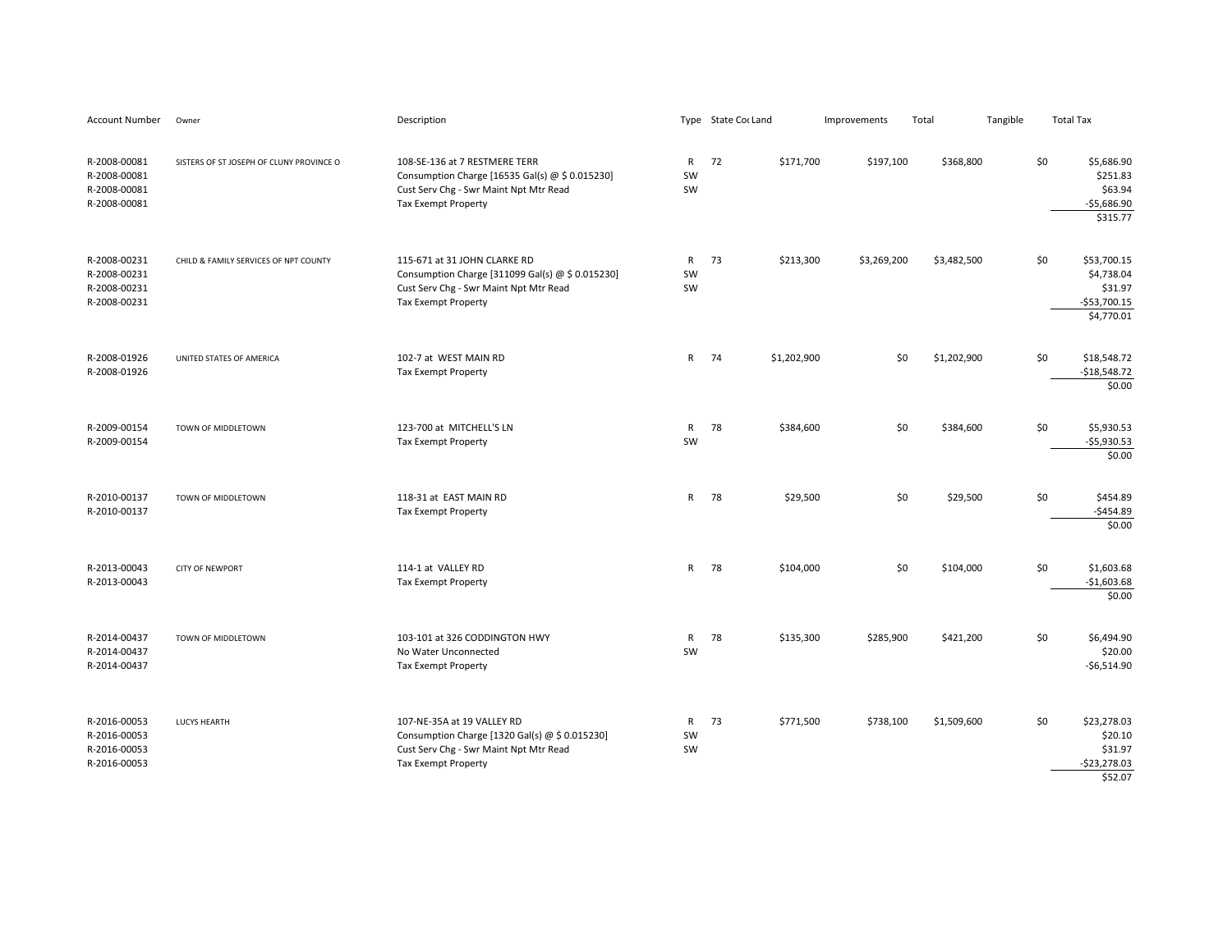| Account Number | Owner | Description | Type | State Code | Land | Improvements | Total | Tangible | Total Tax |
|---|---|---|---|---|---|---|---|---|---|
| R-2008-00081 | SISTERS OF ST JOSEPH OF CLUNY PROVINCE O | 108-SE-136 at 7 RESTMERE TERR | R | 72 | $171,700 | $197,100 | $368,800 | $0 | $5,686.90 |
| R-2008-00081 | | Consumption Charge [16535 Gal(s) @ $ 0.015230] | SW | | | | | | $251.83 |
| R-2008-00081 | | Cust Serv Chg - Swr Maint Npt Mtr Read | SW | | | | | | $63.94 |
| R-2008-00081 | | Tax Exempt Property | | | | | | | -$5,686.90 |
| | | | | | | | | | $315.77 |
| R-2008-00231 | CHILD & FAMILY SERVICES OF NPT COUNTY | 115-671 at 31 JOHN CLARKE RD | R | 73 | $213,300 | $3,269,200 | $3,482,500 | $0 | $53,700.15 |
| R-2008-00231 | | Consumption Charge [311099 Gal(s) @ $ 0.015230] | SW | | | | | | $4,738.04 |
| R-2008-00231 | | Cust Serv Chg - Swr Maint Npt Mtr Read | SW | | | | | | $31.97 |
| R-2008-00231 | | Tax Exempt Property | | | | | | | -$53,700.15 |
| | | | | | | | | | $4,770.01 |
| R-2008-01926 | UNITED STATES OF AMERICA | 102-7 at WEST MAIN RD | R | 74 | $1,202,900 | $0 | $1,202,900 | $0 | $18,548.72 |
| R-2008-01926 | | Tax Exempt Property | | | | | | | -$18,548.72 |
| | | | | | | | | | $0.00 |
| R-2009-00154 | TOWN OF MIDDLETOWN | 123-700 at MITCHELL'S LN | R | 78 | $384,600 | $0 | $384,600 | $0 | $5,930.53 |
| R-2009-00154 | | Tax Exempt Property | SW | | | | | | -$5,930.53 |
| | | | | | | | | | $0.00 |
| R-2010-00137 | TOWN OF MIDDLETOWN | 118-31 at EAST MAIN RD | R | 78 | $29,500 | $0 | $29,500 | $0 | $454.89 |
| R-2010-00137 | | Tax Exempt Property | | | | | | | -$454.89 |
| | | | | | | | | | $0.00 |
| R-2013-00043 | CITY OF NEWPORT | 114-1 at VALLEY RD | R | 78 | $104,000 | $0 | $104,000 | $0 | $1,603.68 |
| R-2013-00043 | | Tax Exempt Property | | | | | | | -$1,603.68 |
| | | | | | | | | | $0.00 |
| R-2014-00437 | TOWN OF MIDDLETOWN | 103-101 at 326 CODDINGTON HWY | R | 78 | $135,300 | $285,900 | $421,200 | $0 | $6,494.90 |
| R-2014-00437 | | No Water Unconnected | SW | | | | | | $20.00 |
| R-2014-00437 | | Tax Exempt Property | | | | | | | -$6,514.90 |
| R-2016-00053 | LUCYS HEARTH | 107-NE-35A at 19 VALLEY RD | R | 73 | $771,500 | $738,100 | $1,509,600 | $0 | $23,278.03 |
| R-2016-00053 | | Consumption Charge [1320 Gal(s) @ $ 0.015230] | SW | | | | | | $20.10 |
| R-2016-00053 | | Cust Serv Chg - Swr Maint Npt Mtr Read | SW | | | | | | $31.97 |
| R-2016-00053 | | Tax Exempt Property | | | | | | | -$23,278.03 |
| | | | | | | | | | $52.07 |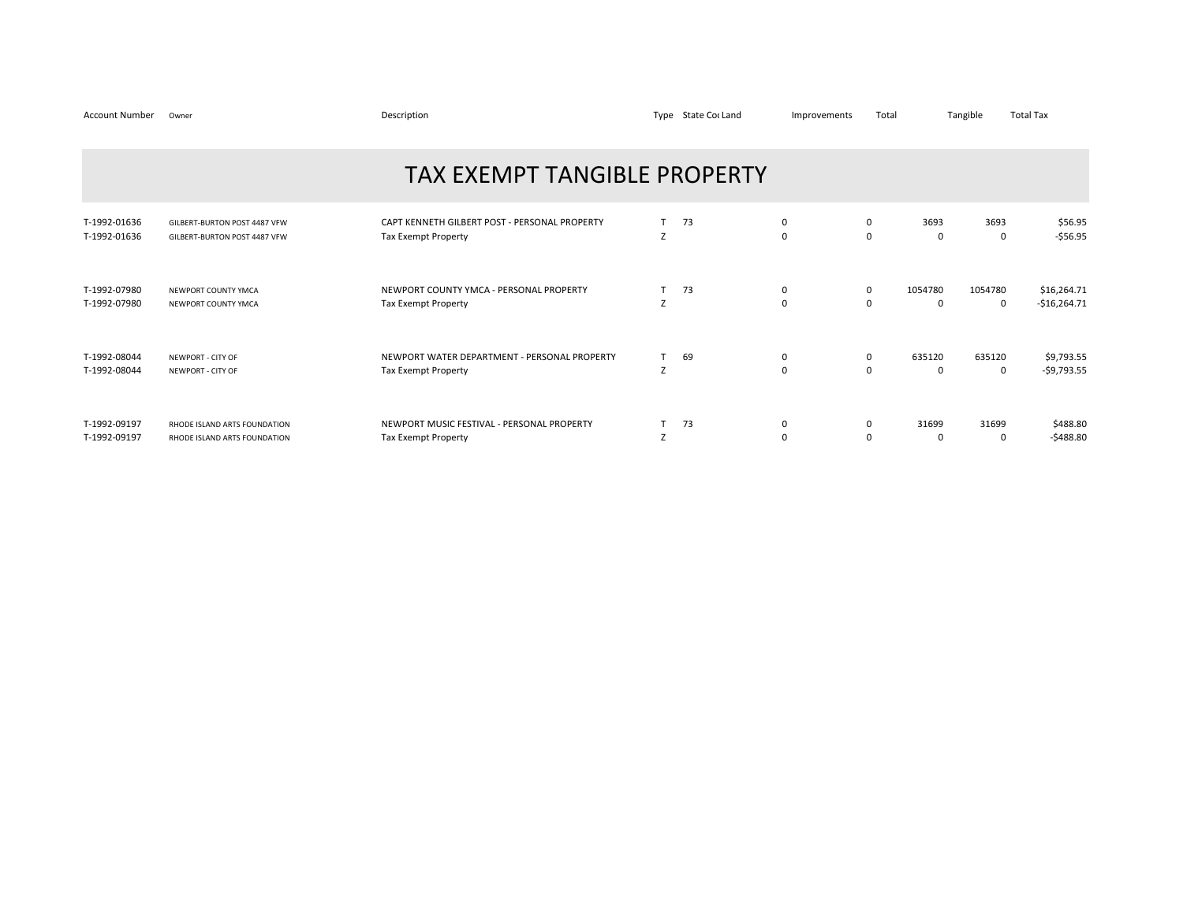| Account Number | Owner | Description | Type | State Code | Land | Improvements | Total | Tangible | Total Tax |
|---|---|---|---|---|---|---|---|---|---|

# TAX EXEMPT TANGIBLE PROPERTY

| Account Number | Owner | Description | Type | State Code | Land | Improvements | Total | Tangible | Total Tax |
|---|---|---|---|---|---|---|---|---|---|
| T-1992-01636 | GILBERT-BURTON POST 4487 VFW | CAPT KENNETH GILBERT POST - PERSONAL PROPERTY | T | 73 | 0 | 0 | 3693 | 3693 | $56.95 |
| T-1992-01636 | GILBERT-BURTON POST 4487 VFW | Tax Exempt Property | Z | | 0 | 0 | 0 | 0 | -$56.95 |
| T-1992-07980 | NEWPORT COUNTY YMCA | NEWPORT COUNTY YMCA - PERSONAL PROPERTY | T | 73 | 0 | 0 | 1054780 | 1054780 | $16,264.71 |
| T-1992-07980 | NEWPORT COUNTY YMCA | Tax Exempt Property | Z | | 0 | 0 | 0 | 0 | -$16,264.71 |
| T-1992-08044 | NEWPORT - CITY OF | NEWPORT WATER DEPARTMENT - PERSONAL PROPERTY | T | 69 | 0 | 0 | 635120 | 635120 | $9,793.55 |
| T-1992-08044 | NEWPORT - CITY OF | Tax Exempt Property | Z | | 0 | 0 | 0 | 0 | -$9,793.55 |
| T-1992-09197 | RHODE ISLAND ARTS FOUNDATION | NEWPORT MUSIC FESTIVAL - PERSONAL PROPERTY | T | 73 | 0 | 0 | 31699 | 31699 | $488.80 |
| T-1992-09197 | RHODE ISLAND ARTS FOUNDATION | Tax Exempt Property | Z | | 0 | 0 | 0 | 0 | -$488.80 |